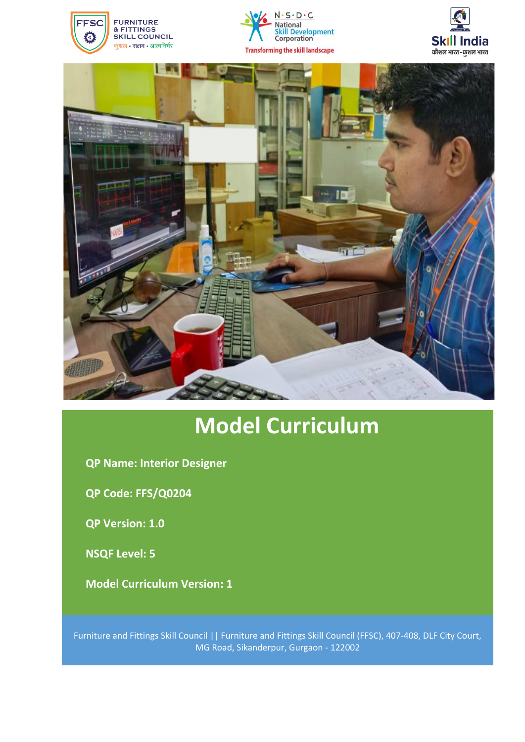# Model Curriculum

**QP Name: Interior Designer**

**QP Code: FFS/Q0204**

**QP Version: 1.0**

**NSQF Level: 5**

**Model Curriculum Version: 1**

Furniture and Fittings Skill Council || Furniture and Fittings Skill Council (FFSC), 407-408, DLF City Court, MG Road, Sikanderpur, Gurgaon - 122002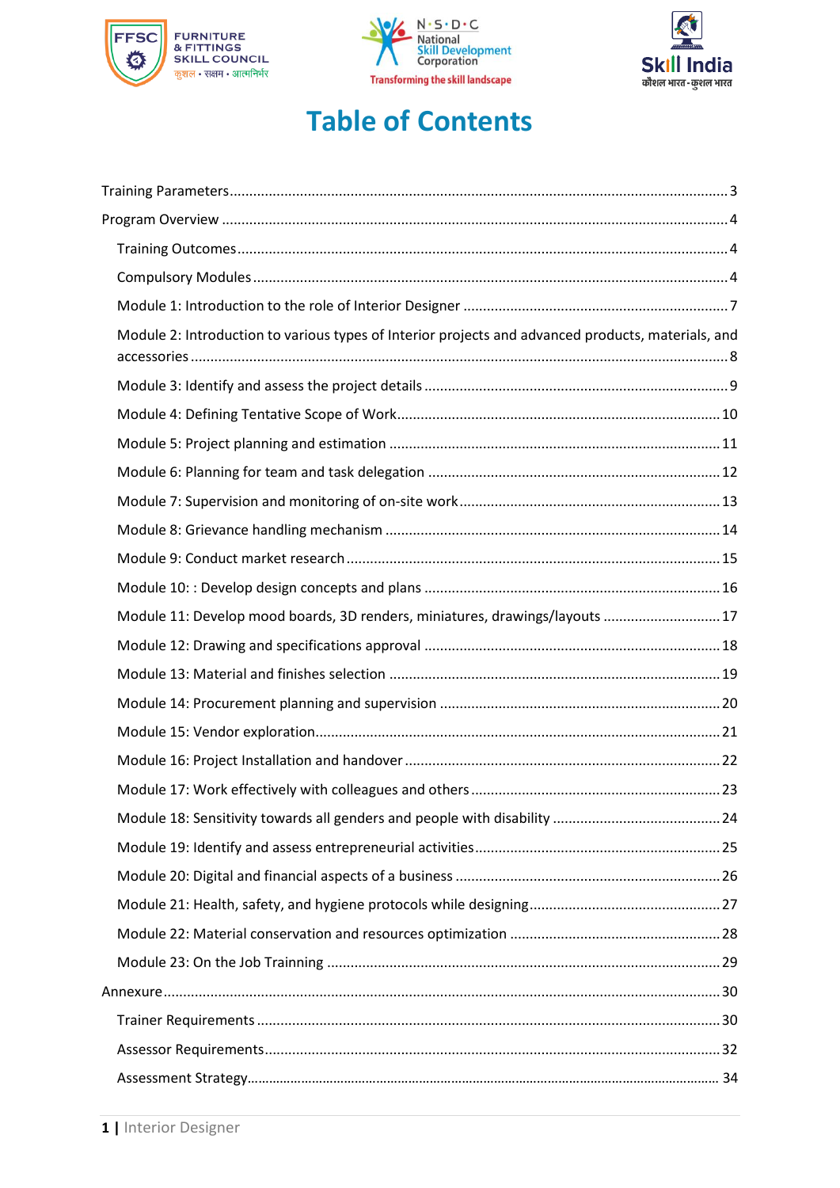# Table of Contents

Training Parameters....3

Program Overview....4

- Training Outcomes....4
- Compulsory Modules....4
- Module 1: Introduction to the role of Interior Designer....7
- Module 2: Introduction to various types of Interior projects and advanced products, materials, and accessories....8
- Module 3: Identify and assess the project details....9
- Module 4: Defining Tentative Scope of Work....10
- Module 5: Project planning and estimation....11
- Module 6: Planning for team and task delegation....12
- Module 7: Supervision and monitoring of on-site work....13
- Module 8: Grievance handling mechanism....14
- Module 9: Conduct market research....15
- Module 10: : Develop design concepts and plans....16
- Module 11: Develop mood boards, 3D renders, miniatures, drawings/layouts....17
- Module 12: Drawing and specifications approval....18
- Module 13: Material and finishes selection....19
- Module 14: Procurement planning and supervision....20
- Module 15: Vendor exploration....21
- Module 16: Project Installation and handover....22
- Module 17: Work effectively with colleagues and others....23
- Module 18: Sensitivity towards all genders and people with disability....24
- Module 19: Identify and assess entrepreneurial activities....25
- Module 20: Digital and financial aspects of a business....26
- Module 21: Health, safety, and hygiene protocols while designing....27
- Module 22: Material conservation and resources optimization....28
- Module 23: On the Job Trainning....29

Annexure....30

- Trainer Requirements....30
- Assessor Requirements....32
- Assessment Strategy....34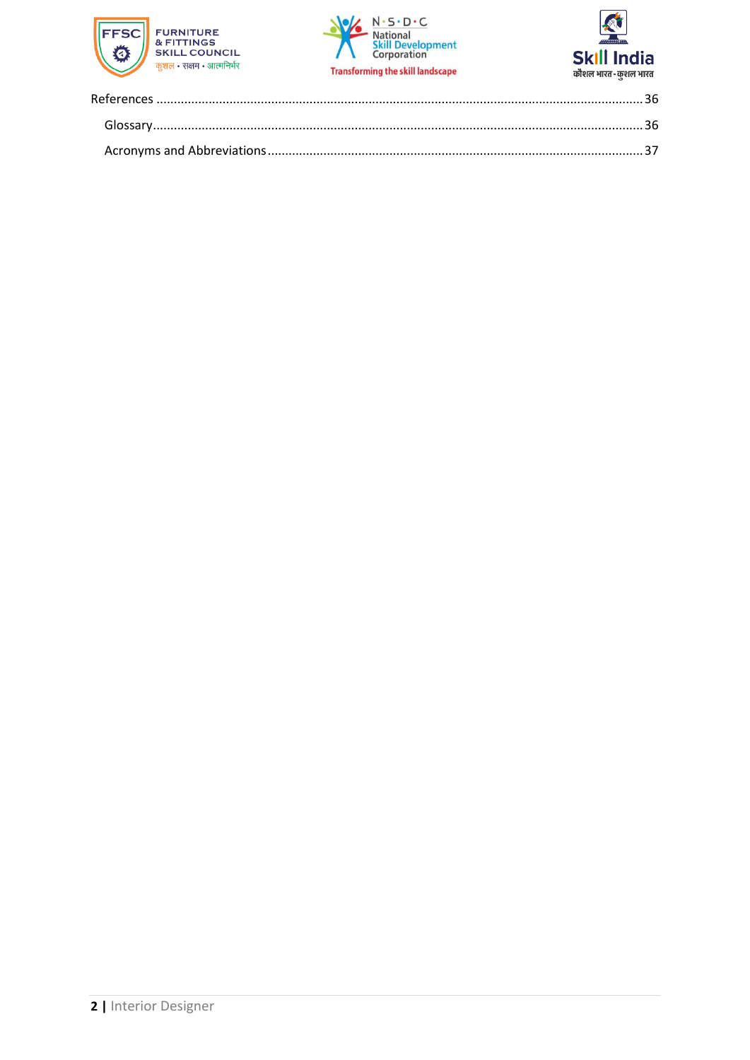References ........................................................................................................................................36

Glossary........................................................................................................................................36

Acronyms and Abbreviations..........................................................................................................37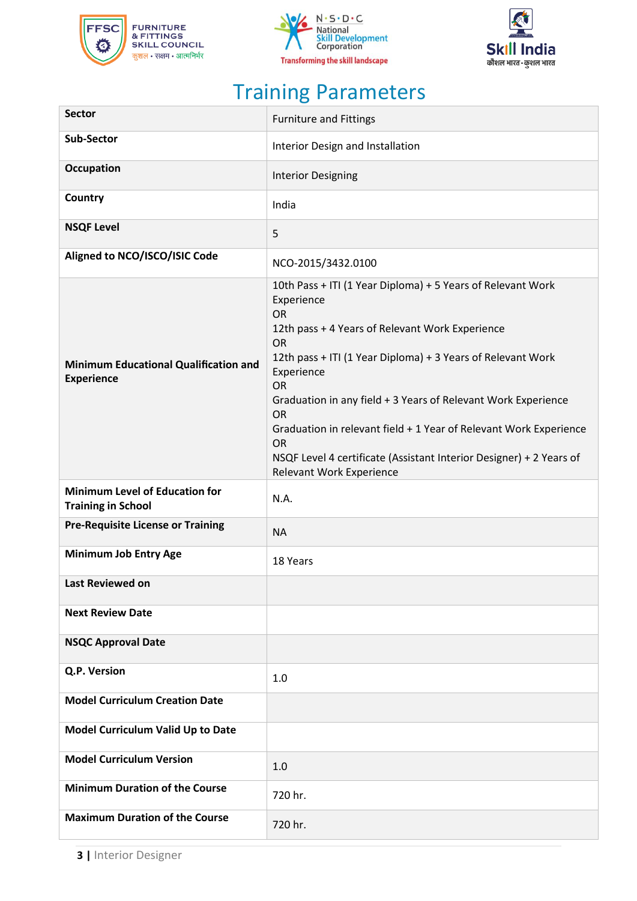# Training Parameters

| Sector | Furniture and Fittings |
|---|---|
| Sub-Sector | Interior Design and Installation |
| Occupation | Interior Designing |
| Country | India |
| NSQF Level | 5 |
| Aligned to NCO/ISCO/ISIC Code | NCO-2015/3432.0100 |
| Minimum Educational Qualification and Experience | 10th Pass + ITI (1 Year Diploma) + 5 Years of Relevant Work Experience<br>OR<br>12th pass + 4 Years of Relevant Work Experience<br>OR<br>12th pass + ITI (1 Year Diploma) + 3 Years of Relevant Work Experience<br>OR<br>Graduation in any field + 3 Years of Relevant Work Experience<br>OR<br>Graduation in relevant field + 1 Year of Relevant Work Experience<br>OR<br>NSQF Level 4 certificate (Assistant Interior Designer) + 2 Years of Relevant Work Experience |
| Minimum Level of Education for Training in School | N.A. |
| Pre-Requisite License or Training | NA |
| Minimum Job Entry Age | 18 Years |
| Last Reviewed on | |
| Next Review Date | |
| NSQC Approval Date | |
| Q.P. Version | 1.0 |
| Model Curriculum Creation Date | |
| Model Curriculum Valid Up to Date | |
| Model Curriculum Version | 1.0 |
| Minimum Duration of the Course | 720 hr. |
| Maximum Duration of the Course | 720 hr. |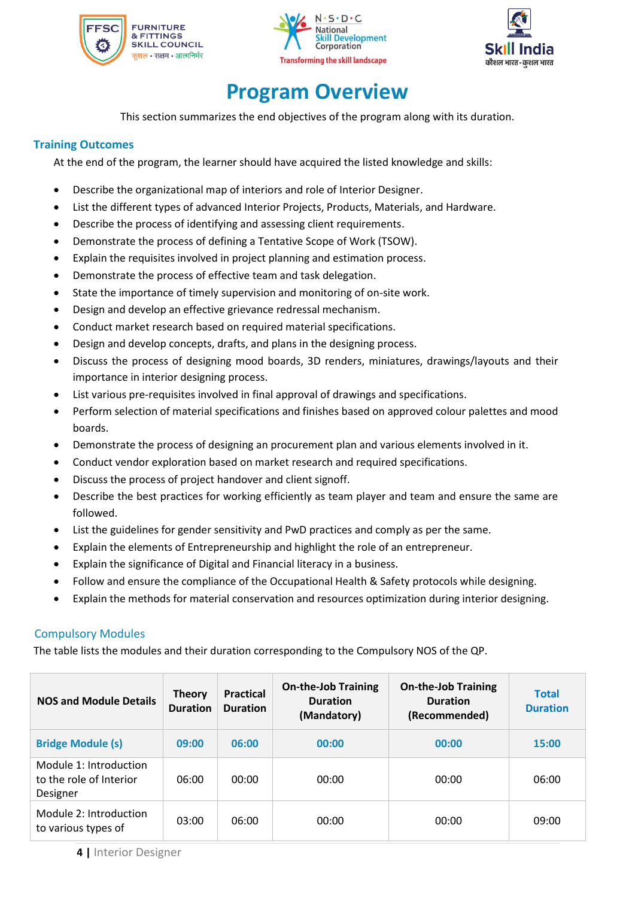# Program Overview

This section summarizes the end objectives of the program along with its duration.

## Training Outcomes

At the end of the program, the learner should have acquired the listed knowledge and skills:

- Describe the organizational map of interiors and role of Interior Designer.
- List the different types of advanced Interior Projects, Products, Materials, and Hardware.
- Describe the process of identifying and assessing client requirements.
- Demonstrate the process of defining a Tentative Scope of Work (TSOW).
- Explain the requisites involved in project planning and estimation process.
- Demonstrate the process of effective team and task delegation.
- State the importance of timely supervision and monitoring of on-site work.
- Design and develop an effective grievance redressal mechanism.
- Conduct market research based on required material specifications.
- Design and develop concepts, drafts, and plans in the designing process.
- Discuss the process of designing mood boards, 3D renders, miniatures, drawings/layouts and their importance in interior designing process.
- List various pre-requisites involved in final approval of drawings and specifications.
- Perform selection of material specifications and finishes based on approved colour palettes and mood boards.
- Demonstrate the process of designing an procurement plan and various elements involved in it.
- Conduct vendor exploration based on market research and required specifications.
- Discuss the process of project handover and client signoff.
- Describe the best practices for working efficiently as team player and team and ensure the same are followed.
- List the guidelines for gender sensitivity and PwD practices and comply as per the same.
- Explain the elements of Entrepreneurship and highlight the role of an entrepreneur.
- Explain the significance of Digital and Financial literacy in a business.
- Follow and ensure the compliance of the Occupational Health & Safety protocols while designing.
- Explain the methods for material conservation and resources optimization during interior designing.

## Compulsory Modules

The table lists the modules and their duration corresponding to the Compulsory NOS of the QP.

| NOS and Module Details | Theory Duration | Practical Duration | On-the-Job Training Duration (Mandatory) | On-the-Job Training Duration (Recommended) | Total Duration |
|---|---|---|---|---|---|
| **Bridge Module (s)** | **09:00** | **06:00** | **00:00** | **00:00** | **15:00** |
| Module 1: Introduction to the role of Interior Designer | 06:00 | 00:00 | 00:00 | 00:00 | 06:00 |
| Module 2: Introduction to various types of | 03:00 | 06:00 | 00:00 | 00:00 | 09:00 |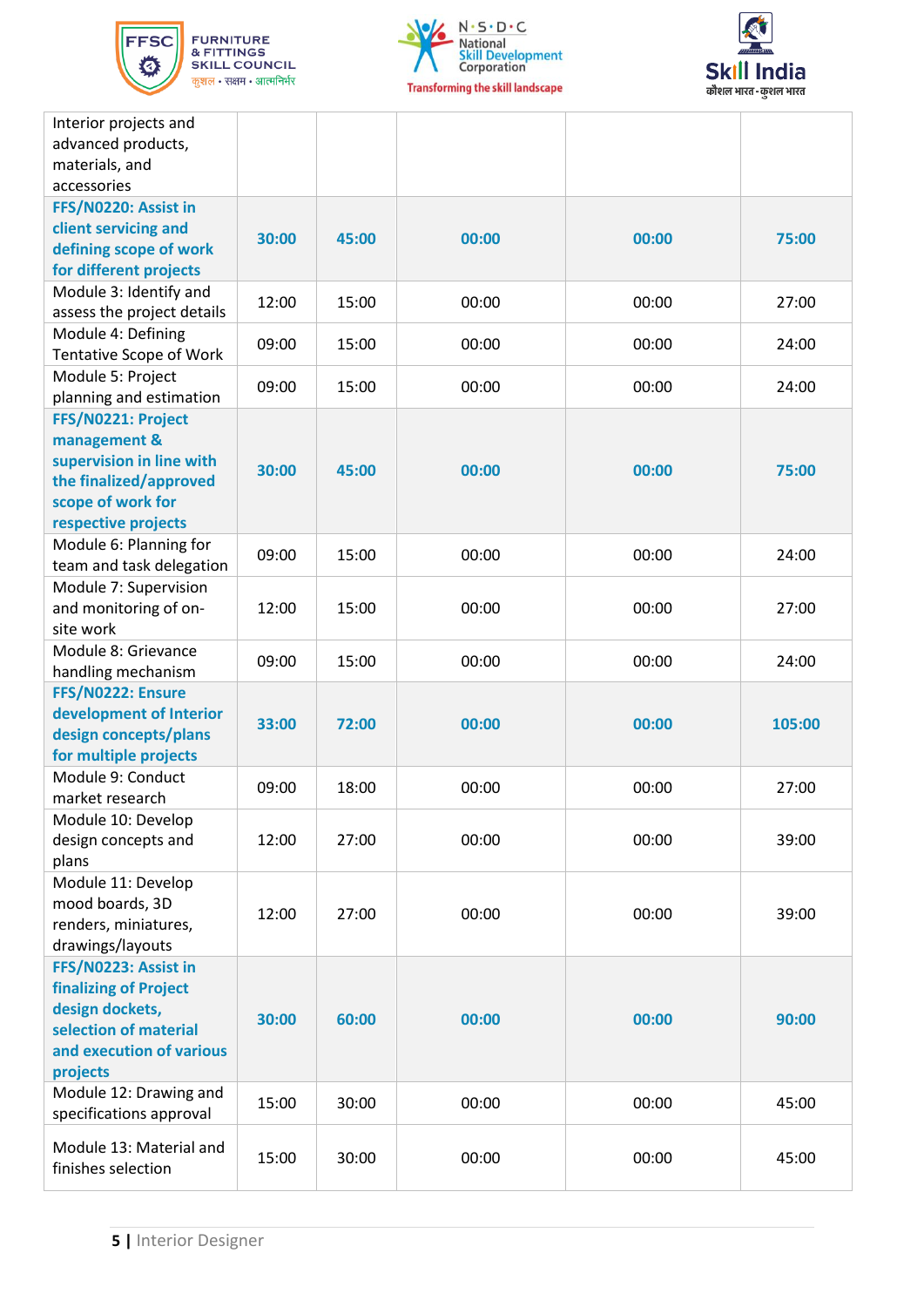| | | | | | |
|---|---|---|---|---|---|
| Interior projects and advanced products, materials, and accessories | | | | | |
| **FFS/N0220: Assist in client servicing and defining scope of work for different projects** | **30:00** | **45:00** | **00:00** | **00:00** | **75:00** |
| Module 3: Identify and assess the project details | 12:00 | 15:00 | 00:00 | 00:00 | 27:00 |
| Module 4: Defining Tentative Scope of Work | 09:00 | 15:00 | 00:00 | 00:00 | 24:00 |
| Module 5: Project planning and estimation | 09:00 | 15:00 | 00:00 | 00:00 | 24:00 |
| **FFS/N0221: Project management & supervision in line with the finalized/approved scope of work for respective projects** | **30:00** | **45:00** | **00:00** | **00:00** | **75:00** |
| Module 6: Planning for team and task delegation | 09:00 | 15:00 | 00:00 | 00:00 | 24:00 |
| Module 7: Supervision and monitoring of on-site work | 12:00 | 15:00 | 00:00 | 00:00 | 27:00 |
| Module 8: Grievance handling mechanism | 09:00 | 15:00 | 00:00 | 00:00 | 24:00 |
| **FFS/N0222: Ensure development of Interior design concepts/plans for multiple projects** | **33:00** | **72:00** | **00:00** | **00:00** | **105:00** |
| Module 9: Conduct market research | 09:00 | 18:00 | 00:00 | 00:00 | 27:00 |
| Module 10: Develop design concepts and plans | 12:00 | 27:00 | 00:00 | 00:00 | 39:00 |
| Module 11: Develop mood boards, 3D renders, miniatures, drawings/layouts | 12:00 | 27:00 | 00:00 | 00:00 | 39:00 |
| **FFS/N0223: Assist in finalizing of Project design dockets, selection of material and execution of various projects** | **30:00** | **60:00** | **00:00** | **00:00** | **90:00** |
| Module 12: Drawing and specifications approval | 15:00 | 30:00 | 00:00 | 00:00 | 45:00 |
| Module 13: Material and finishes selection | 15:00 | 30:00 | 00:00 | 00:00 | 45:00 |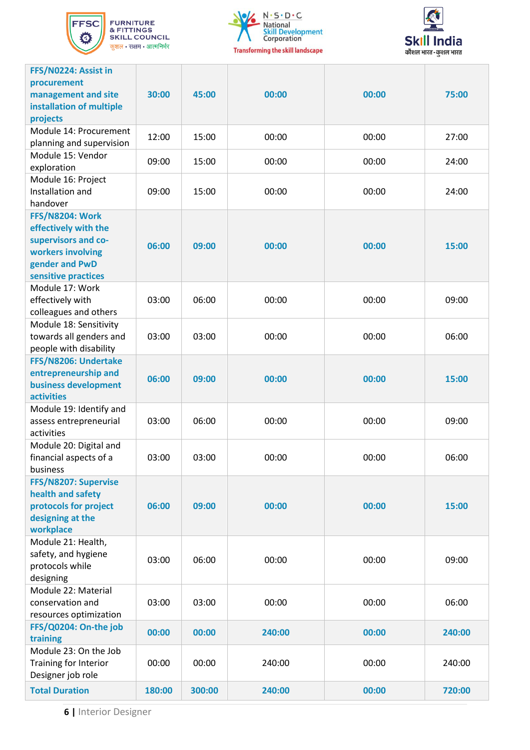| | | | | | |
|---|---|---|---|---|---|
| **FFS/N0224: Assist in procurement management and site installation of multiple projects** | **30:00** | **45:00** | **00:00** | **00:00** | **75:00** |
| Module 14: Procurement planning and supervision | 12:00 | 15:00 | 00:00 | 00:00 | 27:00 |
| Module 15: Vendor exploration | 09:00 | 15:00 | 00:00 | 00:00 | 24:00 |
| Module 16: Project Installation and handover | 09:00 | 15:00 | 00:00 | 00:00 | 24:00 |
| **FFS/N8204: Work effectively with the supervisors and co-workers involving gender and PwD sensitive practices** | **06:00** | **09:00** | **00:00** | **00:00** | **15:00** |
| Module 17: Work effectively with colleagues and others | 03:00 | 06:00 | 00:00 | 00:00 | 09:00 |
| Module 18: Sensitivity towards all genders and people with disability | 03:00 | 03:00 | 00:00 | 00:00 | 06:00 |
| **FFS/N8206: Undertake entrepreneurship and business development activities** | **06:00** | **09:00** | **00:00** | **00:00** | **15:00** |
| Module 19: Identify and assess entrepreneurial activities | 03:00 | 06:00 | 00:00 | 00:00 | 09:00 |
| Module 20: Digital and financial aspects of a business | 03:00 | 03:00 | 00:00 | 00:00 | 06:00 |
| **FFS/N8207: Supervise health and safety protocols for project designing at the workplace** | **06:00** | **09:00** | **00:00** | **00:00** | **15:00** |
| Module 21: Health, safety, and hygiene protocols while designing | 03:00 | 06:00 | 00:00 | 00:00 | 09:00 |
| Module 22: Material conservation and resources optimization | 03:00 | 03:00 | 00:00 | 00:00 | 06:00 |
| **FFS/Q0204: On-the job training** | **00:00** | **00:00** | **240:00** | **00:00** | **240:00** |
| Module 23: On the Job Training for Interior Designer job role | 00:00 | 00:00 | 240:00 | 00:00 | 240:00 |
| **Total Duration** | **180:00** | **300:00** | **240:00** | **00:00** | **720:00** |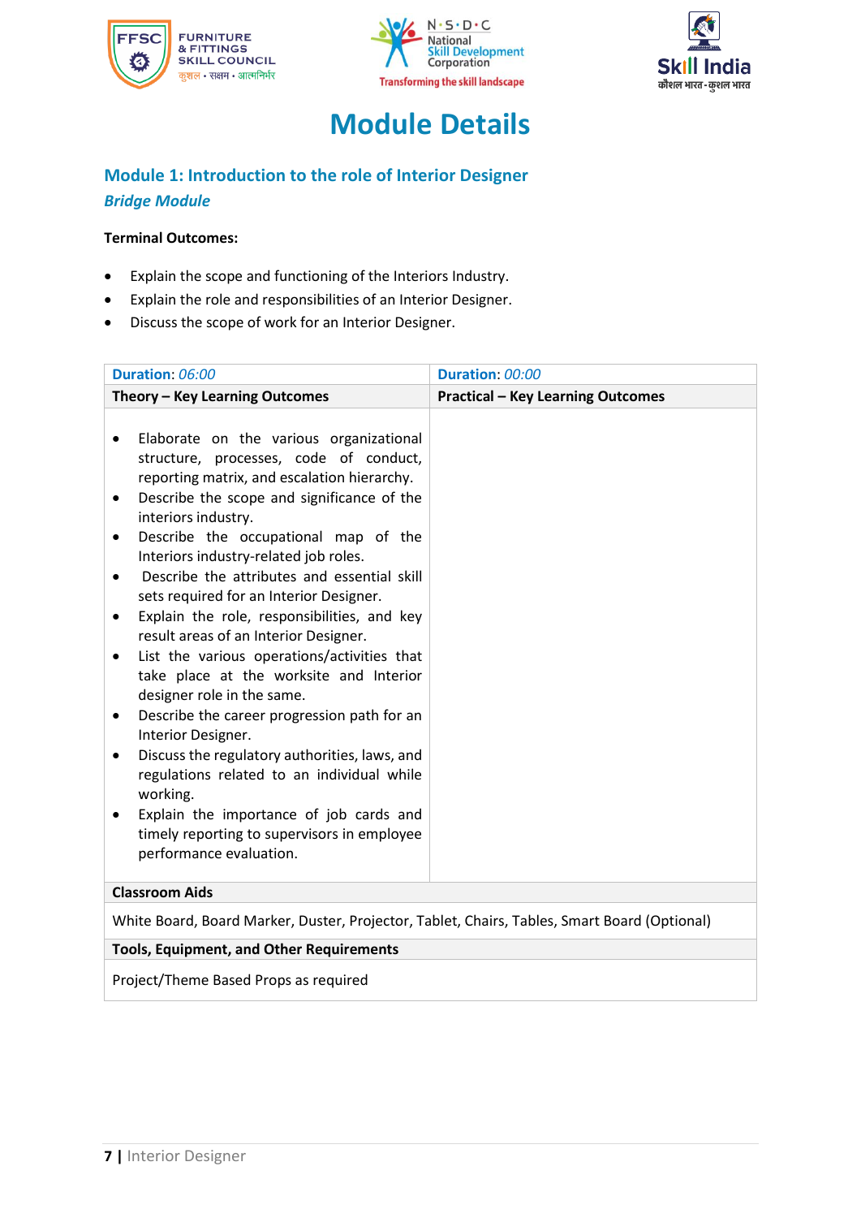# Module Details

## Module 1: Introduction to the role of Interior Designer

### *Bridge Module*

**Terminal Outcomes:**

- Explain the scope and functioning of the Interiors Industry.
- Explain the role and responsibilities of an Interior Designer.
- Discuss the scope of work for an Interior Designer.

| **Duration**: *06:00* | **Duration**: *00:00* |
|---|---|
| **Theory – Key Learning Outcomes** | **Practical – Key Learning Outcomes** |
| • Elaborate on the various organizational structure, processes, code of conduct, reporting matrix, and escalation hierarchy.<br>• Describe the scope and significance of the interiors industry.<br>• Describe the occupational map of the Interiors industry-related job roles.<br>• Describe the attributes and essential skill sets required for an Interior Designer.<br>• Explain the role, responsibilities, and key result areas of an Interior Designer.<br>• List the various operations/activities that take place at the worksite and Interior designer role in the same.<br>• Describe the career progression path for an Interior Designer.<br>• Discuss the regulatory authorities, laws, and regulations related to an individual while working.<br>• Explain the importance of job cards and timely reporting to supervisors in employee performance evaluation. | |
| **Classroom Aids** | |
| White Board, Board Marker, Duster, Projector, Tablet, Chairs, Tables, Smart Board (Optional) | |
| **Tools, Equipment, and Other Requirements** | |
| Project/Theme Based Props as required | |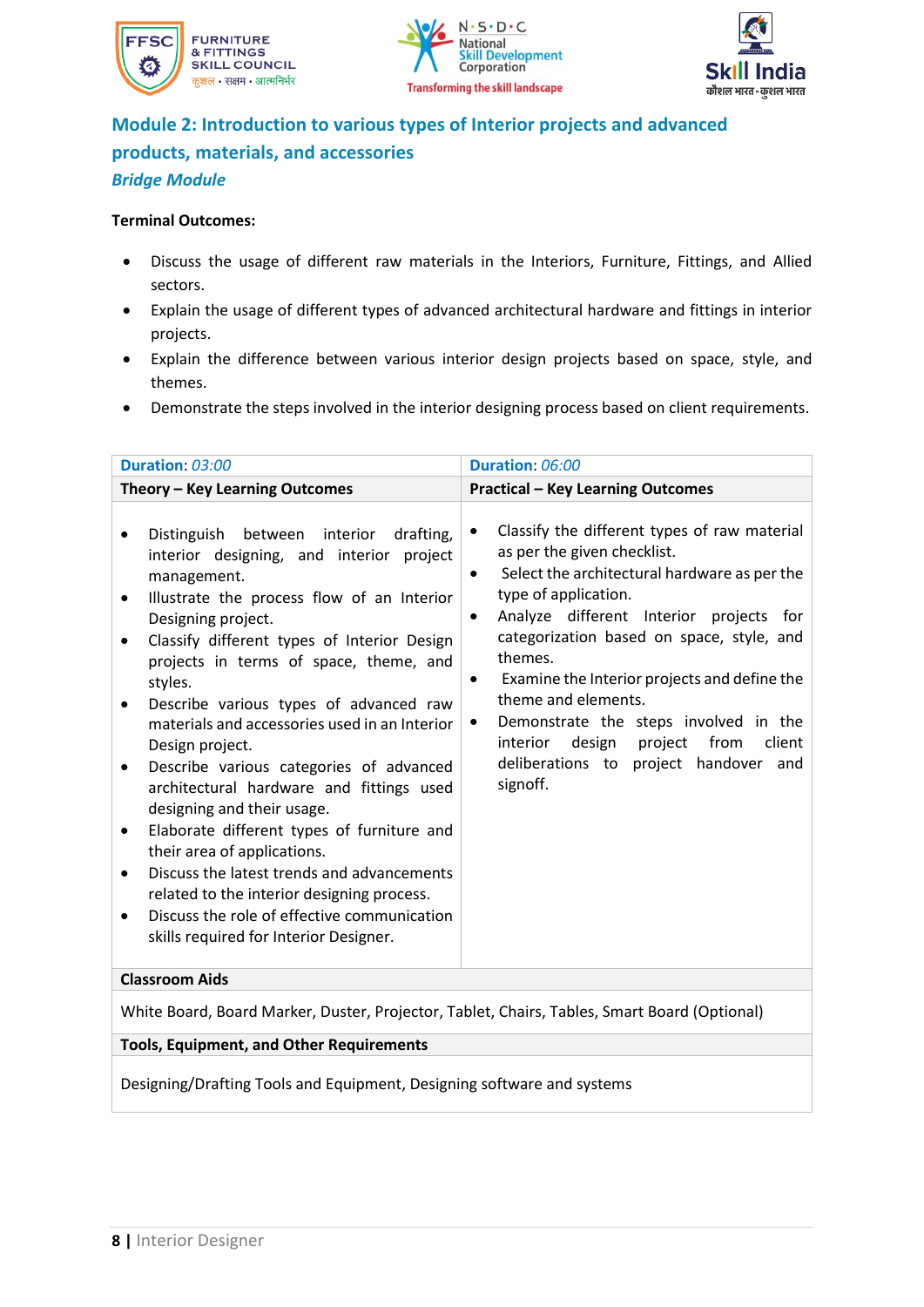## Module 2: Introduction to various types of Interior projects and advanced products, materials, and accessories

***Bridge Module***

**Terminal Outcomes:**

- Discuss the usage of different raw materials in the Interiors, Furniture, Fittings, and Allied sectors.
- Explain the usage of different types of advanced architectural hardware and fittings in interior projects.
- Explain the difference between various interior design projects based on space, style, and themes.
- Demonstrate the steps involved in the interior designing process based on client requirements.

| **Duration**: *03:00* | **Duration**: *06:00* |
|---|---|
| **Theory – Key Learning Outcomes** | **Practical – Key Learning Outcomes** |
| • Distinguish between interior drafting, interior designing, and interior project management.<br>• Illustrate the process flow of an Interior Designing project.<br>• Classify different types of Interior Design projects in terms of space, theme, and styles.<br>• Describe various types of advanced raw materials and accessories used in an Interior Design project.<br>• Describe various categories of advanced architectural hardware and fittings used designing and their usage.<br>• Elaborate different types of furniture and their area of applications.<br>• Discuss the latest trends and advancements related to the interior designing process.<br>• Discuss the role of effective communication skills required for Interior Designer. | • Classify the different types of raw material as per the given checklist.<br>• Select the architectural hardware as per the type of application.<br>• Analyze different Interior projects for categorization based on space, style, and themes.<br>• Examine the Interior projects and define the theme and elements.<br>• Demonstrate the steps involved in the interior design project from client deliberations to project handover and signoff. |
| **Classroom Aids** | |
| White Board, Board Marker, Duster, Projector, Tablet, Chairs, Tables, Smart Board (Optional) | |
| **Tools, Equipment, and Other Requirements** | |
| Designing/Drafting Tools and Equipment, Designing software and systems | |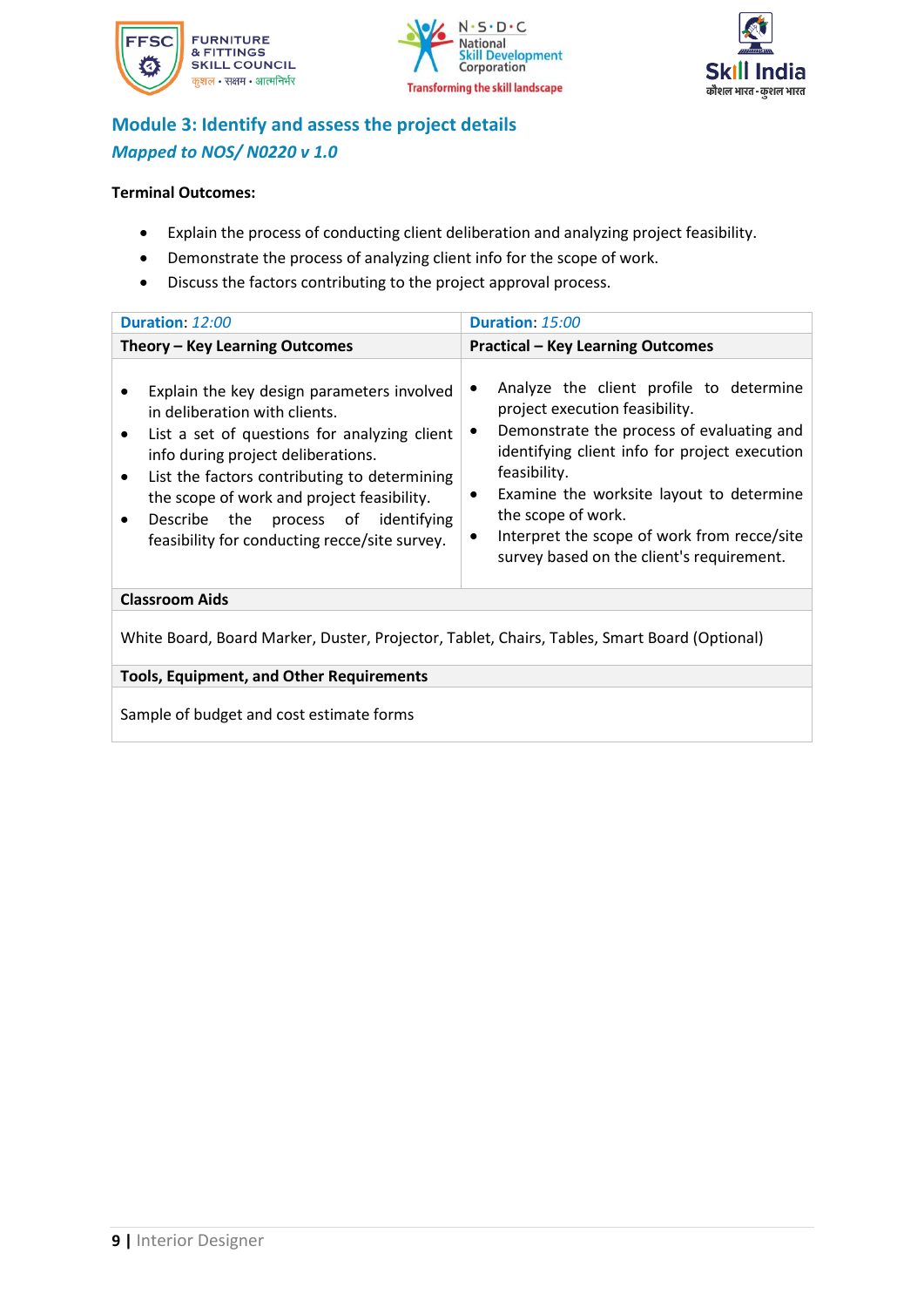## Module 3: Identify and assess the project details

### *Mapped to NOS/ N0220 v 1.0*

**Terminal Outcomes:**

- Explain the process of conducting client deliberation and analyzing project feasibility.
- Demonstrate the process of analyzing client info for the scope of work.
- Discuss the factors contributing to the project approval process.

| **Duration**: *12:00* | **Duration**: *15:00* |
|---|---|
| **Theory – Key Learning Outcomes** | **Practical – Key Learning Outcomes** |
| • Explain the key design parameters involved in deliberation with clients.<br>• List a set of questions for analyzing client info during project deliberations.<br>• List the factors contributing to determining the scope of work and project feasibility.<br>• Describe the process of identifying feasibility for conducting recce/site survey. | • Analyze the client profile to determine project execution feasibility.<br>• Demonstrate the process of evaluating and identifying client info for project execution feasibility.<br>• Examine the worksite layout to determine the scope of work.<br>• Interpret the scope of work from recce/site survey based on the client's requirement. |
| **Classroom Aids** | |
| White Board, Board Marker, Duster, Projector, Tablet, Chairs, Tables, Smart Board (Optional) | |
| **Tools, Equipment, and Other Requirements** | |
| Sample of budget and cost estimate forms | |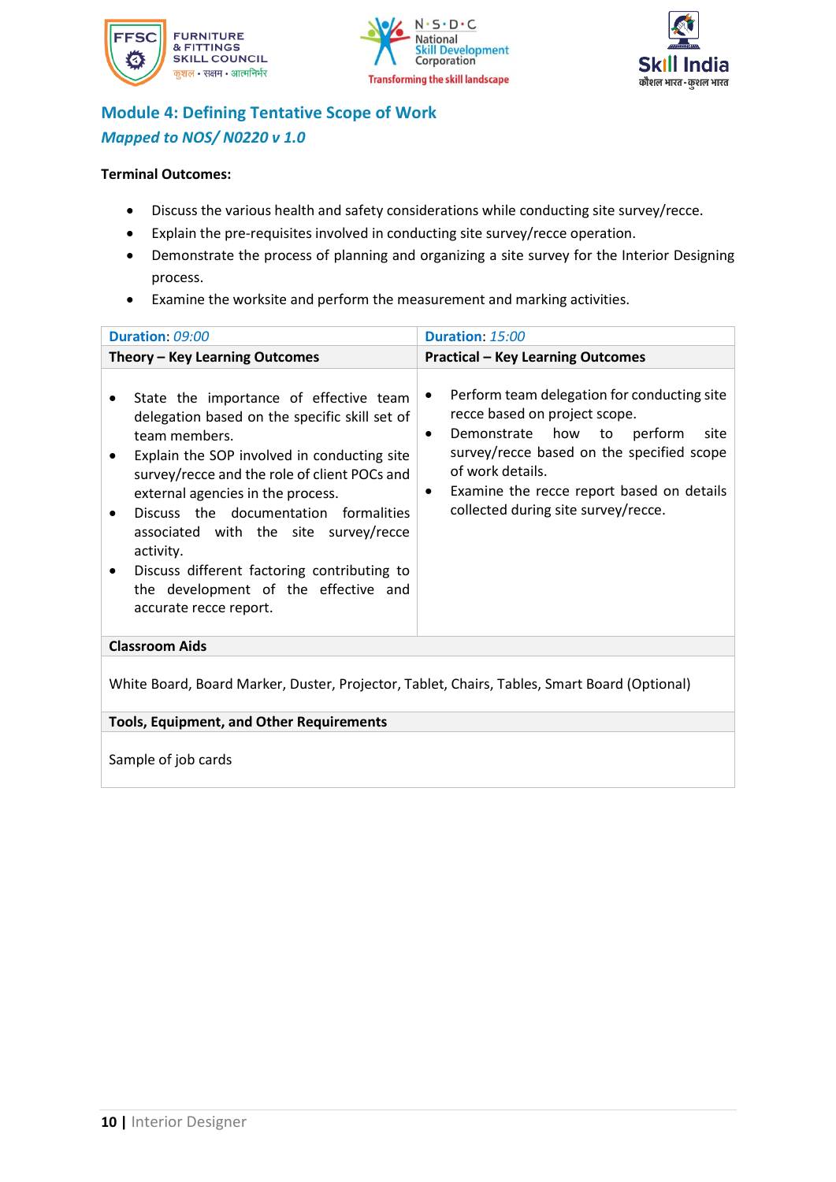## Module 4: Defining Tentative Scope of Work

*Mapped to NOS/ N0220 v 1.0*

**Terminal Outcomes:**

- Discuss the various health and safety considerations while conducting site survey/recce.
- Explain the pre-requisites involved in conducting site survey/recce operation.
- Demonstrate the process of planning and organizing a site survey for the Interior Designing process.
- Examine the worksite and perform the measurement and marking activities.

| **Duration**: *09:00* | **Duration**: *15:00* |
|---|---|
| **Theory – Key Learning Outcomes** | **Practical – Key Learning Outcomes** |
| • State the importance of effective team delegation based on the specific skill set of team members.<br>• Explain the SOP involved in conducting site survey/recce and the role of client POCs and external agencies in the process.<br>• Discuss the documentation formalities associated with the site survey/recce activity.<br>• Discuss different factoring contributing to the development of the effective and accurate recce report. | • Perform team delegation for conducting site recce based on project scope.<br>• Demonstrate how to perform site survey/recce based on the specified scope of work details.<br>• Examine the recce report based on details collected during site survey/recce. |
| **Classroom Aids** | |
| White Board, Board Marker, Duster, Projector, Tablet, Chairs, Tables, Smart Board (Optional) | |
| **Tools, Equipment, and Other Requirements** | |
| Sample of job cards | |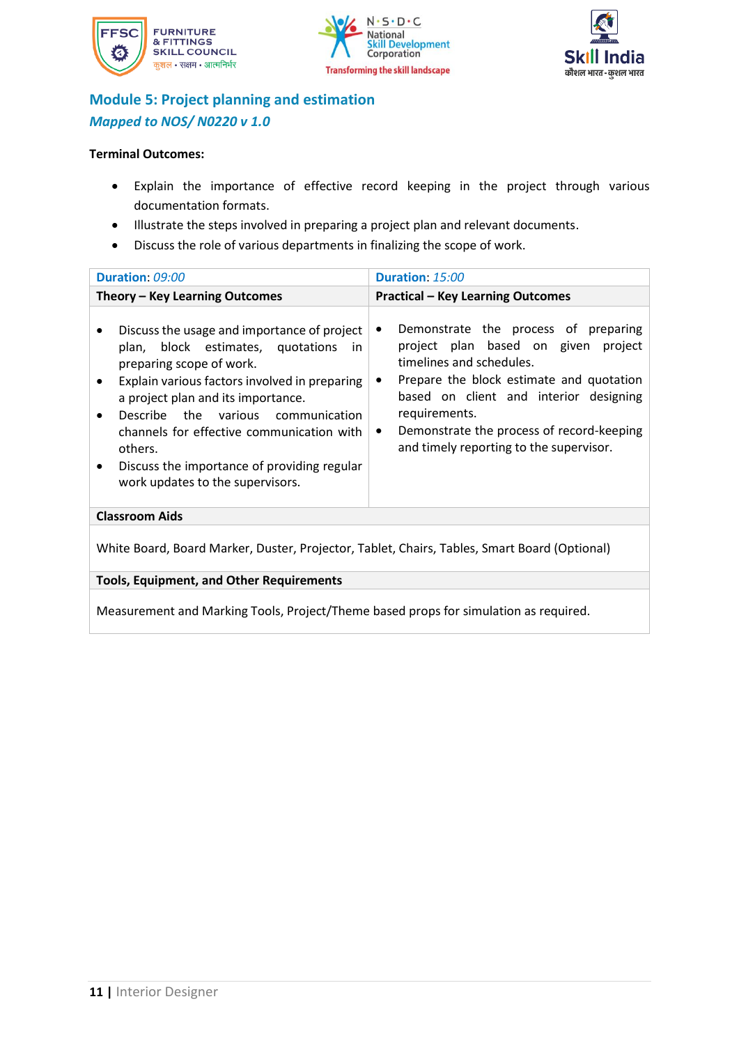## Module 5: Project planning and estimation

*Mapped to NOS/ N0220 v 1.0*

**Terminal Outcomes:**

- Explain the importance of effective record keeping in the project through various documentation formats.
- Illustrate the steps involved in preparing a project plan and relevant documents.
- Discuss the role of various departments in finalizing the scope of work.

| **Duration**: *09:00* | **Duration**: *15:00* |
|---|---|
| **Theory – Key Learning Outcomes** | **Practical – Key Learning Outcomes** |
| • Discuss the usage and importance of project plan, block estimates, quotations in preparing scope of work.<br>• Explain various factors involved in preparing a project plan and its importance.<br>• Describe the various communication channels for effective communication with others.<br>• Discuss the importance of providing regular work updates to the supervisors. | • Demonstrate the process of preparing project plan based on given project timelines and schedules.<br>• Prepare the block estimate and quotation based on client and interior designing requirements.<br>• Demonstrate the process of record-keeping and timely reporting to the supervisor. |
| **Classroom Aids** | |
| White Board, Board Marker, Duster, Projector, Tablet, Chairs, Tables, Smart Board (Optional) | |
| **Tools, Equipment, and Other Requirements** | |
| Measurement and Marking Tools, Project/Theme based props for simulation as required. | |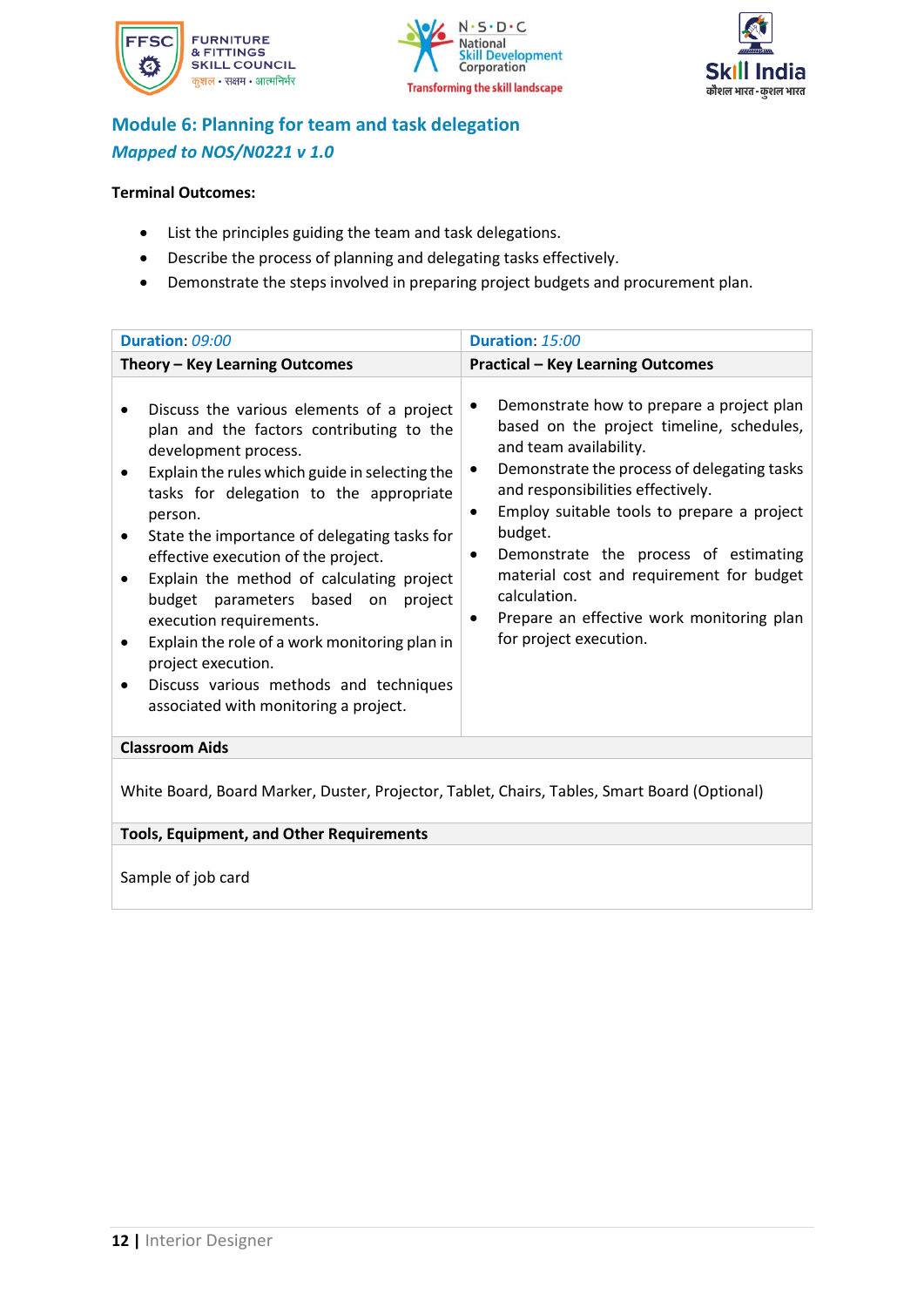## Module 6: Planning for team and task delegation

### *Mapped to NOS/N0221 v 1.0*

**Terminal Outcomes:**

- List the principles guiding the team and task delegations.
- Describe the process of planning and delegating tasks effectively.
- Demonstrate the steps involved in preparing project budgets and procurement plan.

| **Duration**: *09:00* | **Duration**: *15:00* |
|---|---|
| **Theory – Key Learning Outcomes** | **Practical – Key Learning Outcomes** |
| • Discuss the various elements of a project plan and the factors contributing to the development process.<br>• Explain the rules which guide in selecting the tasks for delegation to the appropriate person.<br>• State the importance of delegating tasks for effective execution of the project.<br>• Explain the method of calculating project budget parameters based on project execution requirements.<br>• Explain the role of a work monitoring plan in project execution.<br>• Discuss various methods and techniques associated with monitoring a project. | • Demonstrate how to prepare a project plan based on the project timeline, schedules, and team availability.<br>• Demonstrate the process of delegating tasks and responsibilities effectively.<br>• Employ suitable tools to prepare a project budget.<br>• Demonstrate the process of estimating material cost and requirement for budget calculation.<br>• Prepare an effective work monitoring plan for project execution. |
| **Classroom Aids** | |
| White Board, Board Marker, Duster, Projector, Tablet, Chairs, Tables, Smart Board (Optional) | |
| **Tools, Equipment, and Other Requirements** | |
| Sample of job card | |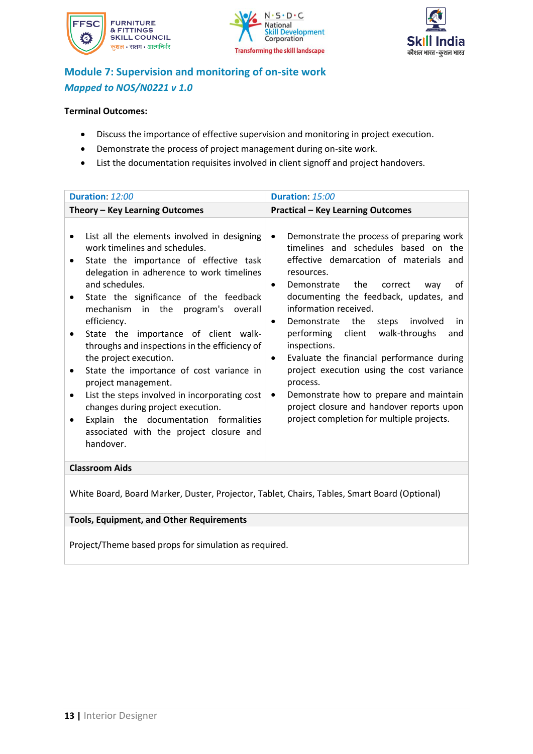## Module 7: Supervision and monitoring of on-site work

### *Mapped to NOS/N0221 v 1.0*

**Terminal Outcomes:**

- Discuss the importance of effective supervision and monitoring in project execution.
- Demonstrate the process of project management during on-site work.
- List the documentation requisites involved in client signoff and project handovers.

| **Duration**: *12:00* | **Duration**: *15:00* |
|---|---|
| **Theory – Key Learning Outcomes** | **Practical – Key Learning Outcomes** |
| • List all the elements involved in designing work timelines and schedules.<br>• State the importance of effective task delegation in adherence to work timelines and schedules.<br>• State the significance of the feedback mechanism in the program's overall efficiency.<br>• State the importance of client walk-throughs and inspections in the efficiency of the project execution.<br>• State the importance of cost variance in project management.<br>• List the steps involved in incorporating cost changes during project execution.<br>• Explain the documentation formalities associated with the project closure and handover. | • Demonstrate the process of preparing work timelines and schedules based on the effective demarcation of materials and resources.<br>• Demonstrate the correct way of documenting the feedback, updates, and information received.<br>• Demonstrate the steps involved in performing client walk-throughs and inspections.<br>• Evaluate the financial performance during project execution using the cost variance process.<br>• Demonstrate how to prepare and maintain project closure and handover reports upon project completion for multiple projects. |
| **Classroom Aids** | |
| White Board, Board Marker, Duster, Projector, Tablet, Chairs, Tables, Smart Board (Optional) | |
| **Tools, Equipment, and Other Requirements** | |
| Project/Theme based props for simulation as required. | |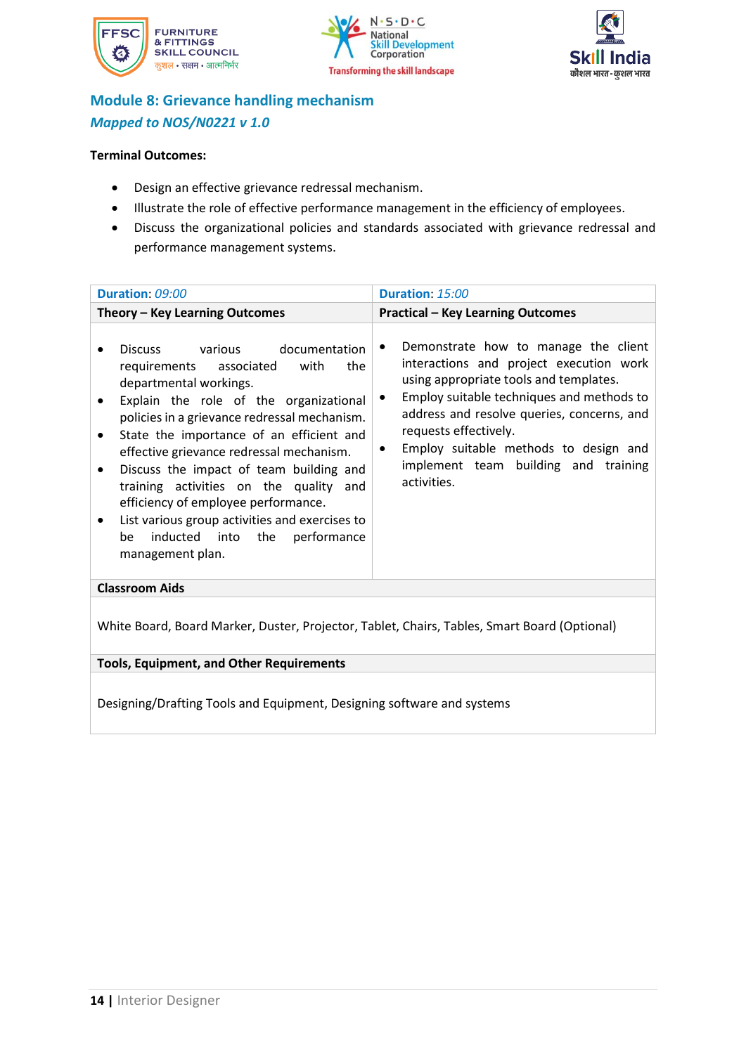## Module 8: Grievance handling mechanism

### *Mapped to NOS/N0221 v 1.0*

**Terminal Outcomes:**

- Design an effective grievance redressal mechanism.
- Illustrate the role of effective performance management in the efficiency of employees.
- Discuss the organizational policies and standards associated with grievance redressal and performance management systems.

| **Duration**: *09:00* | **Duration**: *15:00* |
|---|---|
| **Theory – Key Learning Outcomes** | **Practical – Key Learning Outcomes** |
| • Discuss various documentation requirements associated with the departmental workings.<br>• Explain the role of the organizational policies in a grievance redressal mechanism.<br>• State the importance of an efficient and effective grievance redressal mechanism.<br>• Discuss the impact of team building and training activities on the quality and efficiency of employee performance.<br>• List various group activities and exercises to be inducted into the performance management plan. | • Demonstrate how to manage the client interactions and project execution work using appropriate tools and templates.<br>• Employ suitable techniques and methods to address and resolve queries, concerns, and requests effectively.<br>• Employ suitable methods to design and implement team building and training activities. |
| **Classroom Aids** | |
| White Board, Board Marker, Duster, Projector, Tablet, Chairs, Tables, Smart Board (Optional) | |
| **Tools, Equipment, and Other Requirements** | |
| Designing/Drafting Tools and Equipment, Designing software and systems | |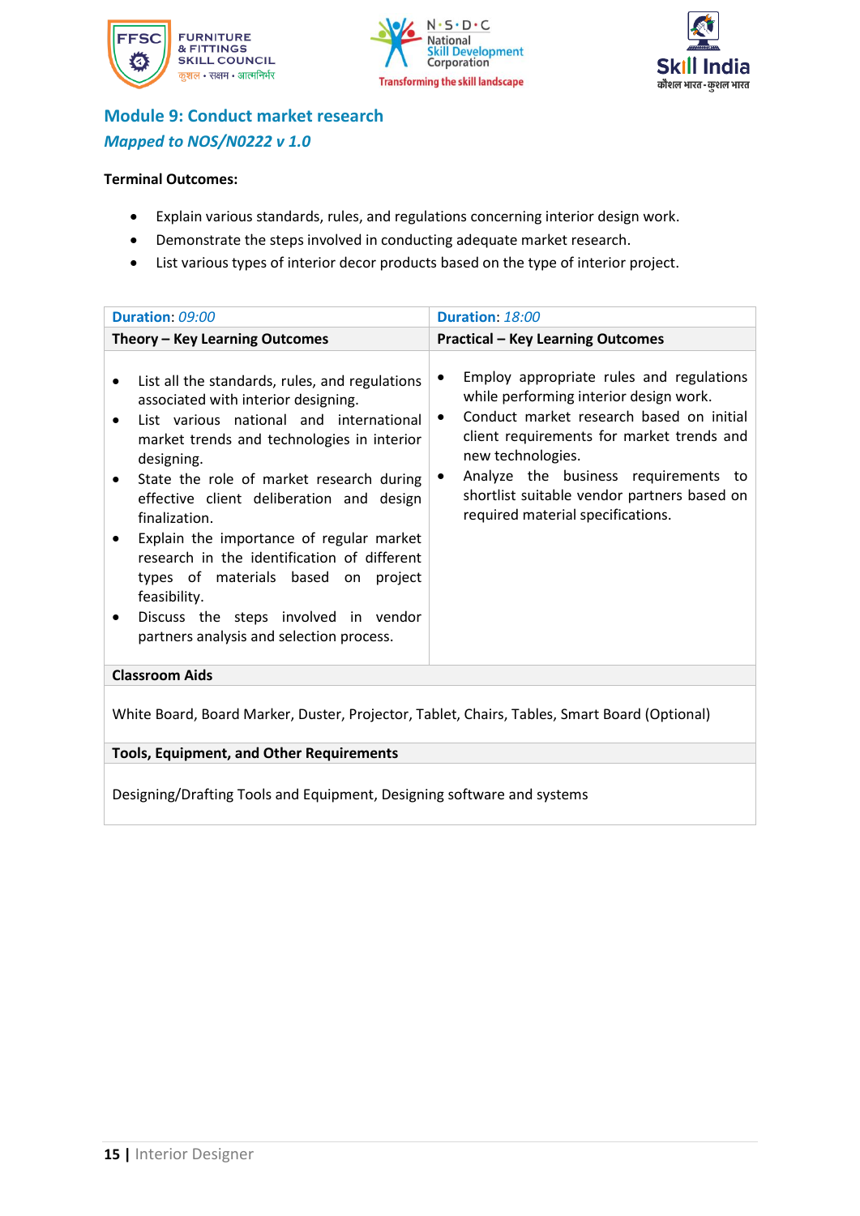## Module 9: Conduct market research

*Mapped to NOS/N0222 v 1.0*

**Terminal Outcomes:**

- Explain various standards, rules, and regulations concerning interior design work.
- Demonstrate the steps involved in conducting adequate market research.
- List various types of interior decor products based on the type of interior project.

| Duration: *09:00* | Duration: *18:00* |
|---|---|
| **Theory – Key Learning Outcomes** | **Practical – Key Learning Outcomes** |
| • List all the standards, rules, and regulations associated with interior designing.<br>• List various national and international market trends and technologies in interior designing.<br>• State the role of market research during effective client deliberation and design finalization.<br>• Explain the importance of regular market research in the identification of different types of materials based on project feasibility.<br>• Discuss the steps involved in vendor partners analysis and selection process. | • Employ appropriate rules and regulations while performing interior design work.<br>• Conduct market research based on initial client requirements for market trends and new technologies.<br>• Analyze the business requirements to shortlist suitable vendor partners based on required material specifications. |
| **Classroom Aids** | |
| White Board, Board Marker, Duster, Projector, Tablet, Chairs, Tables, Smart Board (Optional) | |
| **Tools, Equipment, and Other Requirements** | |
| Designing/Drafting Tools and Equipment, Designing software and systems | |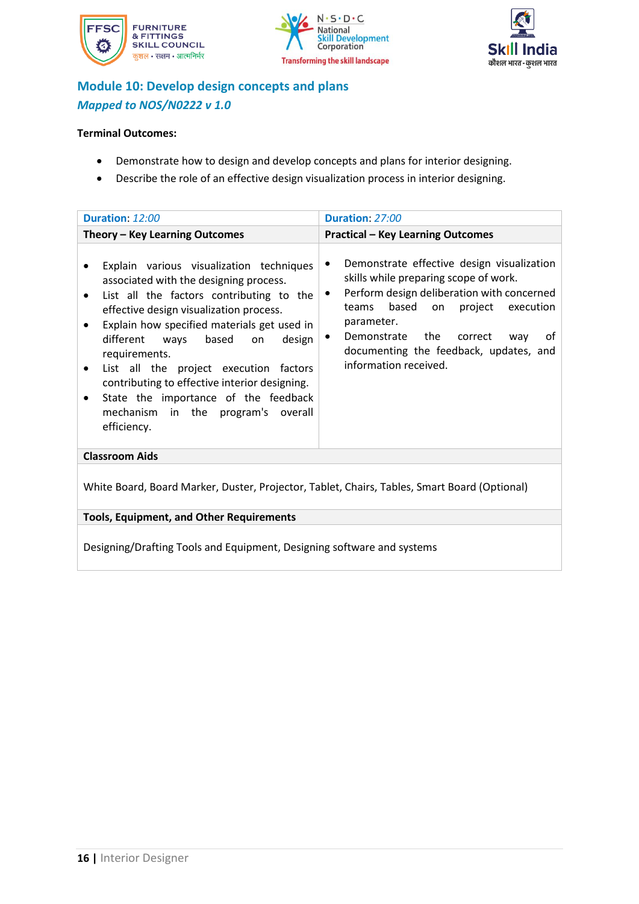## Module 10: Develop design concepts and plans

### *Mapped to NOS/N0222 v 1.0*

**Terminal Outcomes:**

- Demonstrate how to design and develop concepts and plans for interior designing.
- Describe the role of an effective design visualization process in interior designing.

| **Duration**: *12:00* | **Duration**: *27:00* |
|---|---|
| **Theory – Key Learning Outcomes** | **Practical – Key Learning Outcomes** |
| • Explain various visualization techniques associated with the designing process.<br>• List all the factors contributing to the effective design visualization process.<br>• Explain how specified materials get used in different ways based on design requirements.<br>• List all the project execution factors contributing to effective interior designing.<br>• State the importance of the feedback mechanism in the program's overall efficiency. | • Demonstrate effective design visualization skills while preparing scope of work.<br>• Perform design deliberation with concerned teams based on project execution parameter.<br>• Demonstrate the correct way of documenting the feedback, updates, and information received. |
| **Classroom Aids** | |
| White Board, Board Marker, Duster, Projector, Tablet, Chairs, Tables, Smart Board (Optional) | |
| **Tools, Equipment, and Other Requirements** | |
| Designing/Drafting Tools and Equipment, Designing software and systems | |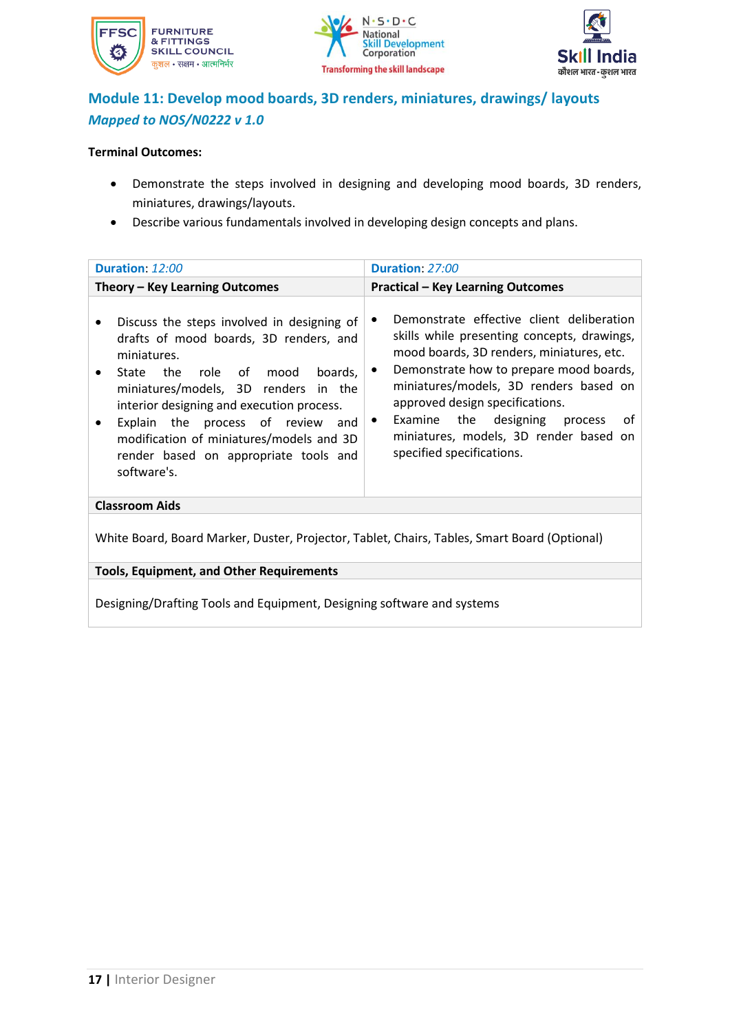## Module 11: Develop mood boards, 3D renders, miniatures, drawings/ layouts
### *Mapped to NOS/N0222 v 1.0*

**Terminal Outcomes:**

- Demonstrate the steps involved in designing and developing mood boards, 3D renders, miniatures, drawings/layouts.
- Describe various fundamentals involved in developing design concepts and plans.

| **Duration**: *12:00* | **Duration**: *27:00* |
|---|---|
| **Theory – Key Learning Outcomes** | **Practical – Key Learning Outcomes** |
| • Discuss the steps involved in designing of drafts of mood boards, 3D renders, and miniatures.<br>• State the role of mood boards, miniatures/models, 3D renders in the interior designing and execution process.<br>• Explain the process of review and modification of miniatures/models and 3D render based on appropriate tools and software's. | • Demonstrate effective client deliberation skills while presenting concepts, drawings, mood boards, 3D renders, miniatures, etc.<br>• Demonstrate how to prepare mood boards, miniatures/models, 3D renders based on approved design specifications.<br>• Examine the designing process of miniatures, models, 3D render based on specified specifications. |
| **Classroom Aids** | |
| White Board, Board Marker, Duster, Projector, Tablet, Chairs, Tables, Smart Board (Optional) | |
| **Tools, Equipment, and Other Requirements** | |
| Designing/Drafting Tools and Equipment, Designing software and systems | |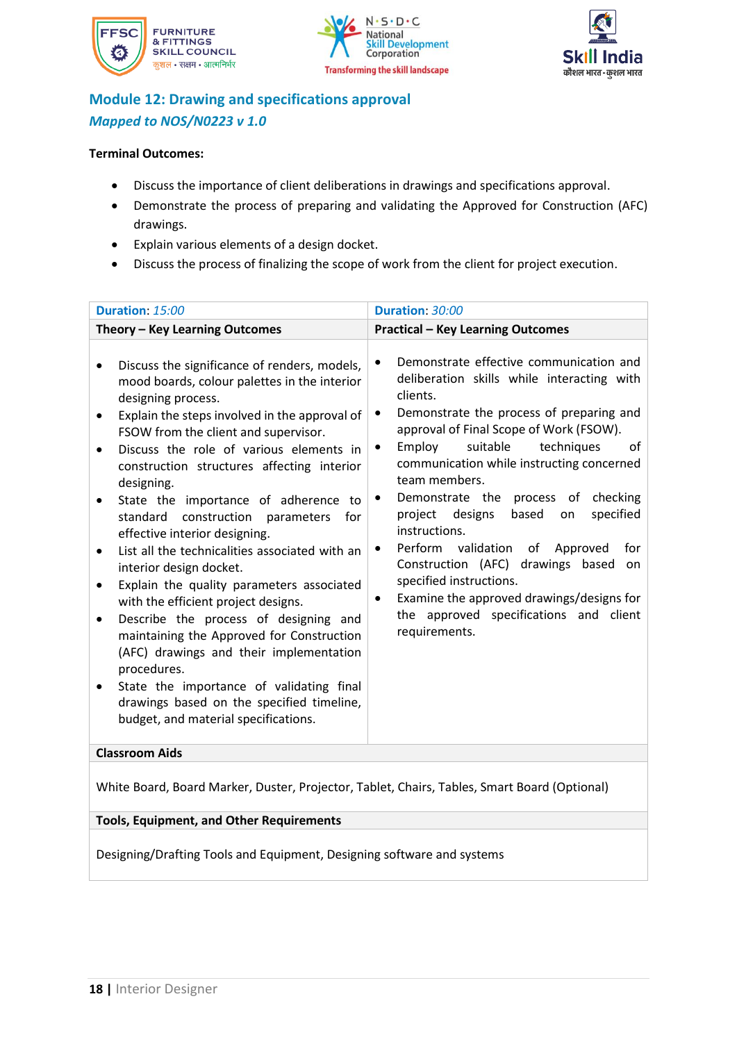## Module 12: Drawing and specifications approval

*Mapped to NOS/N0223 v 1.0*

**Terminal Outcomes:**

- Discuss the importance of client deliberations in drawings and specifications approval.
- Demonstrate the process of preparing and validating the Approved for Construction (AFC) drawings.
- Explain various elements of a design docket.
- Discuss the process of finalizing the scope of work from the client for project execution.

| **Duration**: *15:00* | **Duration**: *30:00* |
|---|---|
| **Theory – Key Learning Outcomes** | **Practical – Key Learning Outcomes** |
| • Discuss the significance of renders, models, mood boards, colour palettes in the interior designing process.<br>• Explain the steps involved in the approval of FSOW from the client and supervisor.<br>• Discuss the role of various elements in construction structures affecting interior designing.<br>• State the importance of adherence to standard construction parameters for effective interior designing.<br>• List all the technicalities associated with an interior design docket.<br>• Explain the quality parameters associated with the efficient project designs.<br>• Describe the process of designing and maintaining the Approved for Construction (AFC) drawings and their implementation procedures.<br>• State the importance of validating final drawings based on the specified timeline, budget, and material specifications. | • Demonstrate effective communication and deliberation skills while interacting with clients.<br>• Demonstrate the process of preparing and approval of Final Scope of Work (FSOW).<br>• Employ suitable techniques of communication while instructing concerned team members.<br>• Demonstrate the process of checking project designs based on specified instructions.<br>• Perform validation of Approved for Construction (AFC) drawings based on specified instructions.<br>• Examine the approved drawings/designs for the approved specifications and client requirements. |
| **Classroom Aids** | |
| White Board, Board Marker, Duster, Projector, Tablet, Chairs, Tables, Smart Board (Optional) | |
| **Tools, Equipment, and Other Requirements** | |
| Designing/Drafting Tools and Equipment, Designing software and systems | |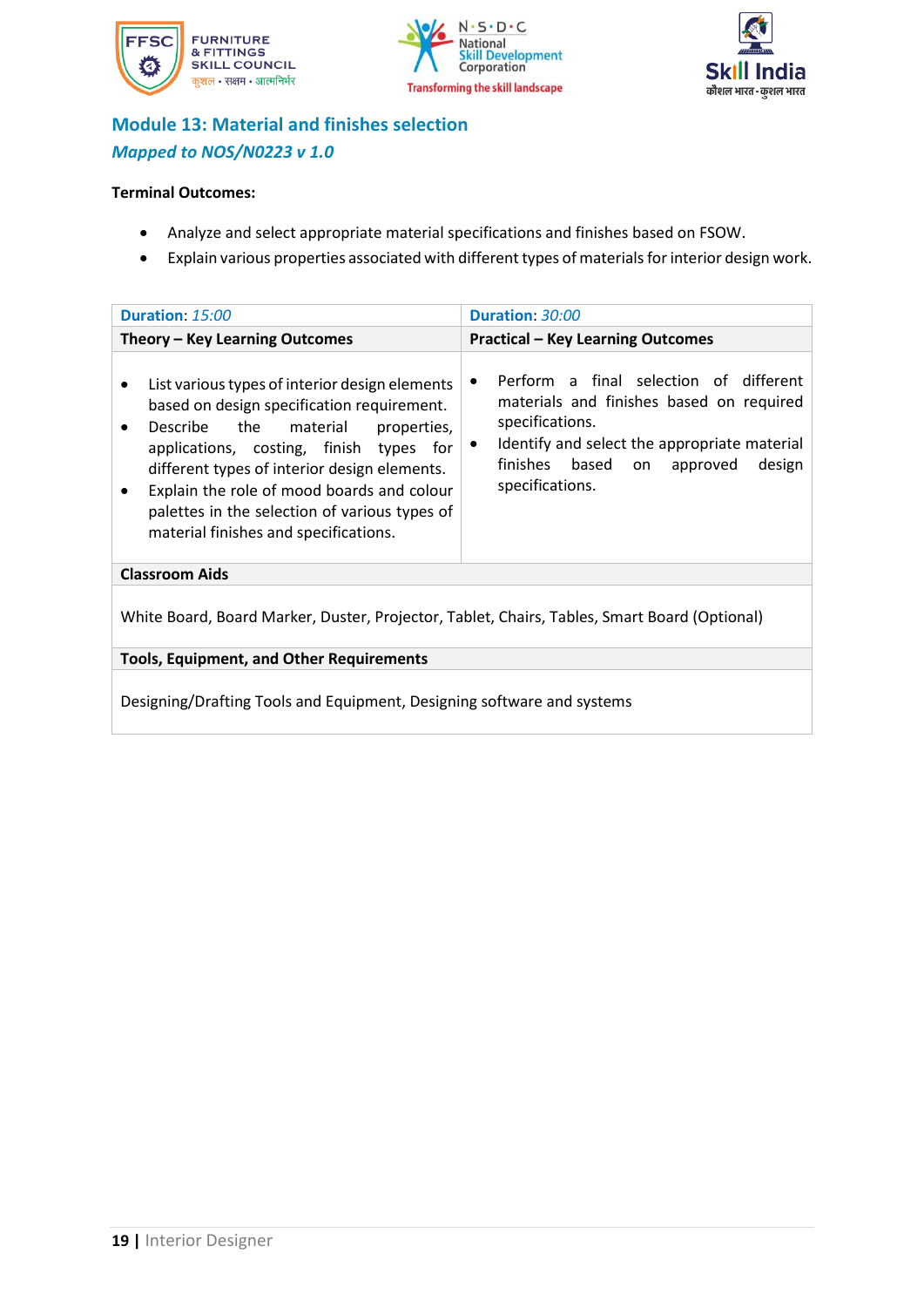## Module 13: Material and finishes selection

### *Mapped to NOS/N0223 v 1.0*

**Terminal Outcomes:**

- Analyze and select appropriate material specifications and finishes based on FSOW.
- Explain various properties associated with different types of materials for interior design work.

| **Duration**: *15:00* | **Duration**: *30:00* |
|---|---|
| **Theory – Key Learning Outcomes** | **Practical – Key Learning Outcomes** |
| • List various types of interior design elements based on design specification requirement.<br>• Describe the material properties, applications, costing, finish types for different types of interior design elements.<br>• Explain the role of mood boards and colour palettes in the selection of various types of material finishes and specifications. | • Perform a final selection of different materials and finishes based on required specifications.<br>• Identify and select the appropriate material finishes based on approved design specifications. |
| **Classroom Aids** | |
| White Board, Board Marker, Duster, Projector, Tablet, Chairs, Tables, Smart Board (Optional) | |
| **Tools, Equipment, and Other Requirements** | |
| Designing/Drafting Tools and Equipment, Designing software and systems | |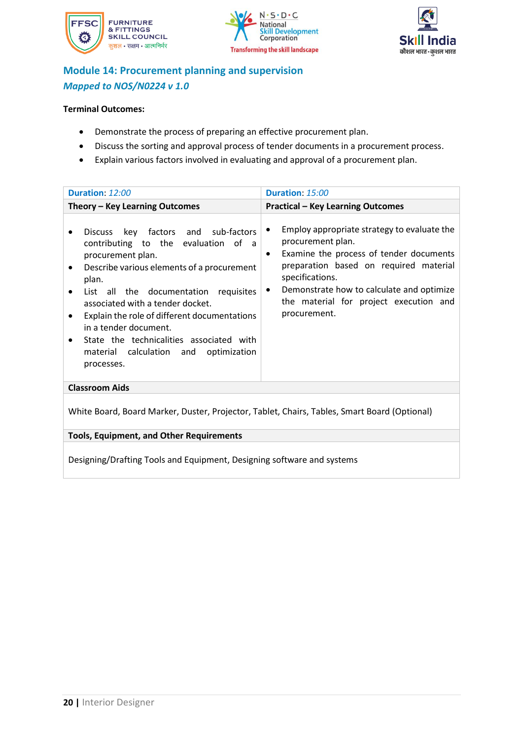## Module 14: Procurement planning and supervision

### *Mapped to NOS/N0224 v 1.0*

**Terminal Outcomes:**

- Demonstrate the process of preparing an effective procurement plan.
- Discuss the sorting and approval process of tender documents in a procurement process.
- Explain various factors involved in evaluating and approval of a procurement plan.

| **Duration**: *12:00* | **Duration**: *15:00* |
|---|---|
| **Theory – Key Learning Outcomes** | **Practical – Key Learning Outcomes** |
| • Discuss key factors and sub-factors contributing to the evaluation of a procurement plan.<br>• Describe various elements of a procurement plan.<br>• List all the documentation requisites associated with a tender docket.<br>• Explain the role of different documentations in a tender document.<br>• State the technicalities associated with material calculation and optimization processes. | • Employ appropriate strategy to evaluate the procurement plan.<br>• Examine the process of tender documents preparation based on required material specifications.<br>• Demonstrate how to calculate and optimize the material for project execution and procurement. |
| **Classroom Aids** | |
| White Board, Board Marker, Duster, Projector, Tablet, Chairs, Tables, Smart Board (Optional) | |
| **Tools, Equipment, and Other Requirements** | |
| Designing/Drafting Tools and Equipment, Designing software and systems | |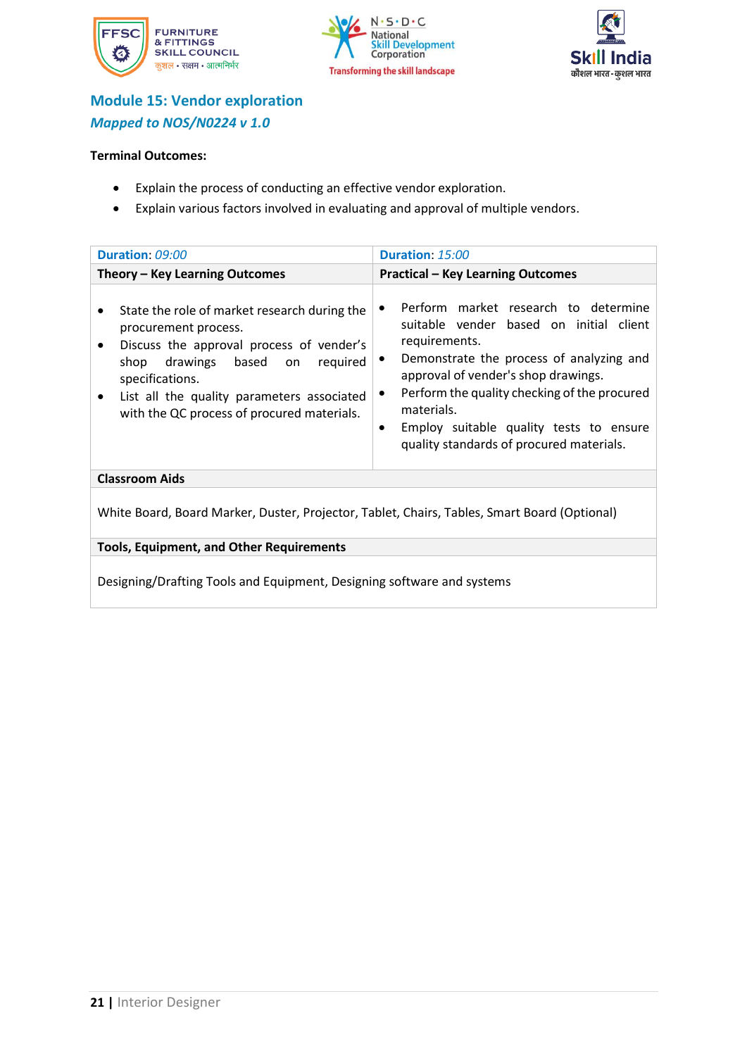## Module 15: Vendor exploration

### *Mapped to NOS/N0224 v 1.0*

**Terminal Outcomes:**

- Explain the process of conducting an effective vendor exploration.
- Explain various factors involved in evaluating and approval of multiple vendors.

| **Duration**: *09:00* | **Duration**: *15:00* |
|---|---|
| **Theory – Key Learning Outcomes** | **Practical – Key Learning Outcomes** |
| • State the role of market research during the procurement process.<br>• Discuss the approval process of vender's shop drawings based on required specifications.<br>• List all the quality parameters associated with the QC process of procured materials. | • Perform market research to determine suitable vender based on initial client requirements.<br>• Demonstrate the process of analyzing and approval of vender's shop drawings.<br>• Perform the quality checking of the procured materials.<br>• Employ suitable quality tests to ensure quality standards of procured materials. |
| **Classroom Aids** | |
| White Board, Board Marker, Duster, Projector, Tablet, Chairs, Tables, Smart Board (Optional) | |
| **Tools, Equipment, and Other Requirements** | |
| Designing/Drafting Tools and Equipment, Designing software and systems | |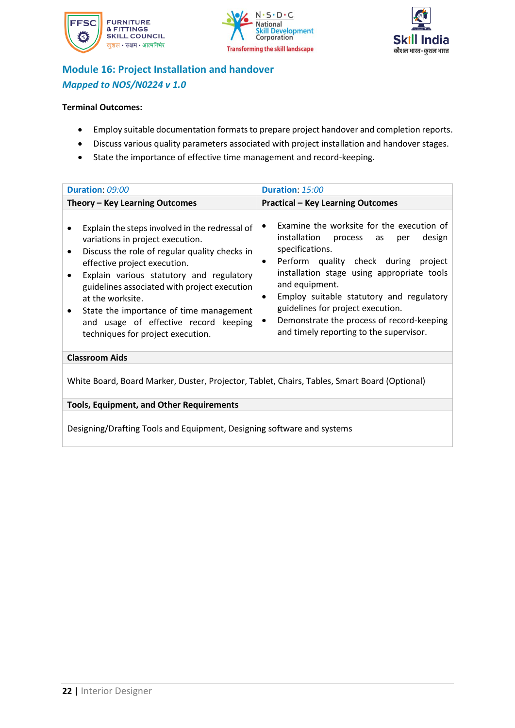## Module 16: Project Installation and handover

### *Mapped to NOS/N0224 v 1.0*

**Terminal Outcomes:**

- Employ suitable documentation formats to prepare project handover and completion reports.
- Discuss various quality parameters associated with project installation and handover stages.
- State the importance of effective time management and record-keeping.

| **Duration**: *09:00* | **Duration**: *15:00* |
|---|---|
| **Theory – Key Learning Outcomes** | **Practical – Key Learning Outcomes** |
| • Explain the steps involved in the redressal of variations in project execution.<br>• Discuss the role of regular quality checks in effective project execution.<br>• Explain various statutory and regulatory guidelines associated with project execution at the worksite.<br>• State the importance of time management and usage of effective record keeping techniques for project execution. | • Examine the worksite for the execution of installation process as per design specifications.<br>• Perform quality check during project installation stage using appropriate tools and equipment.<br>• Employ suitable statutory and regulatory guidelines for project execution.<br>• Demonstrate the process of record-keeping and timely reporting to the supervisor. |
| **Classroom Aids** | |
| White Board, Board Marker, Duster, Projector, Tablet, Chairs, Tables, Smart Board (Optional) | |
| **Tools, Equipment, and Other Requirements** | |
| Designing/Drafting Tools and Equipment, Designing software and systems | |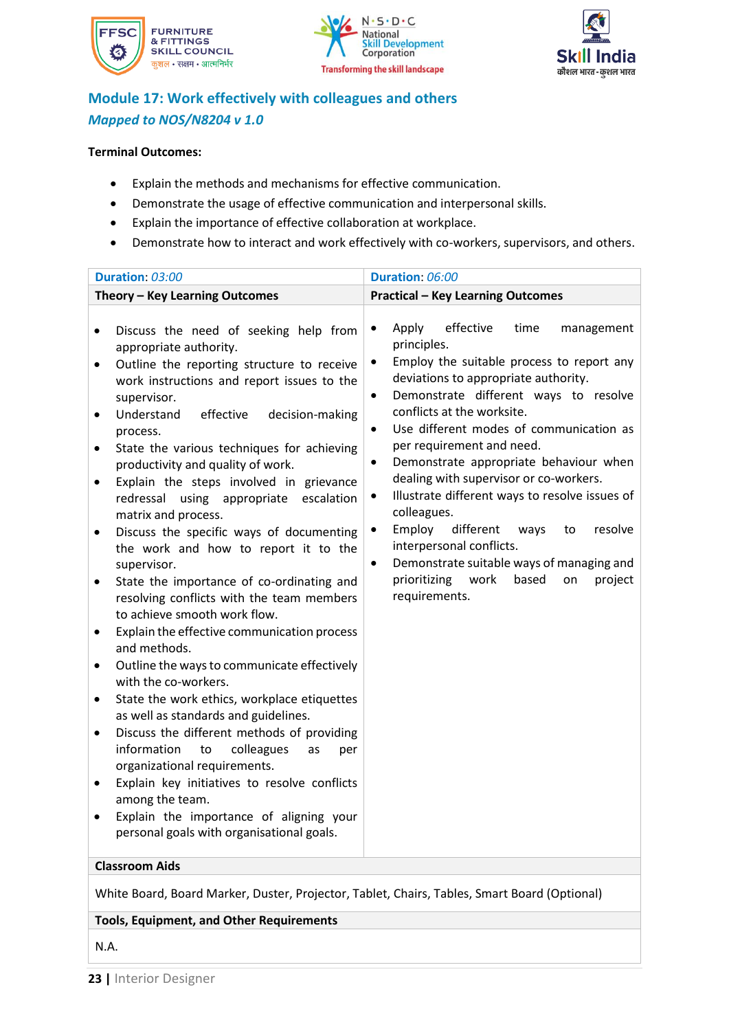## Module 17: Work effectively with colleagues and others

*Mapped to NOS/N8204 v 1.0*

**Terminal Outcomes:**

- Explain the methods and mechanisms for effective communication.
- Demonstrate the usage of effective communication and interpersonal skills.
- Explain the importance of effective collaboration at workplace.
- Demonstrate how to interact and work effectively with co-workers, supervisors, and others.

| **Duration**: *03:00* | **Duration**: *06:00* |
|---|---|
| **Theory – Key Learning Outcomes** | **Practical – Key Learning Outcomes** |
| • Discuss the need of seeking help from appropriate authority.<br>• Outline the reporting structure to receive work instructions and report issues to the supervisor.<br>• Understand effective decision-making process.<br>• State the various techniques for achieving productivity and quality of work.<br>• Explain the steps involved in grievance redressal using appropriate escalation matrix and process.<br>• Discuss the specific ways of documenting the work and how to report it to the supervisor.<br>• State the importance of co-ordinating and resolving conflicts with the team members to achieve smooth work flow.<br>• Explain the effective communication process and methods.<br>• Outline the ways to communicate effectively with the co-workers.<br>• State the work ethics, workplace etiquettes as well as standards and guidelines.<br>• Discuss the different methods of providing information to colleagues as per organizational requirements.<br>• Explain key initiatives to resolve conflicts among the team.<br>• Explain the importance of aligning your personal goals with organisational goals. | • Apply effective time management principles.<br>• Employ the suitable process to report any deviations to appropriate authority.<br>• Demonstrate different ways to resolve conflicts at the worksite.<br>• Use different modes of communication as per requirement and need.<br>• Demonstrate appropriate behaviour when dealing with supervisor or co-workers.<br>• Illustrate different ways to resolve issues of colleagues.<br>• Employ different ways to resolve interpersonal conflicts.<br>• Demonstrate suitable ways of managing and prioritizing work based on project requirements. |
| **Classroom Aids** | |
| White Board, Board Marker, Duster, Projector, Tablet, Chairs, Tables, Smart Board (Optional) | |
| **Tools, Equipment, and Other Requirements** | |
| N.A. | |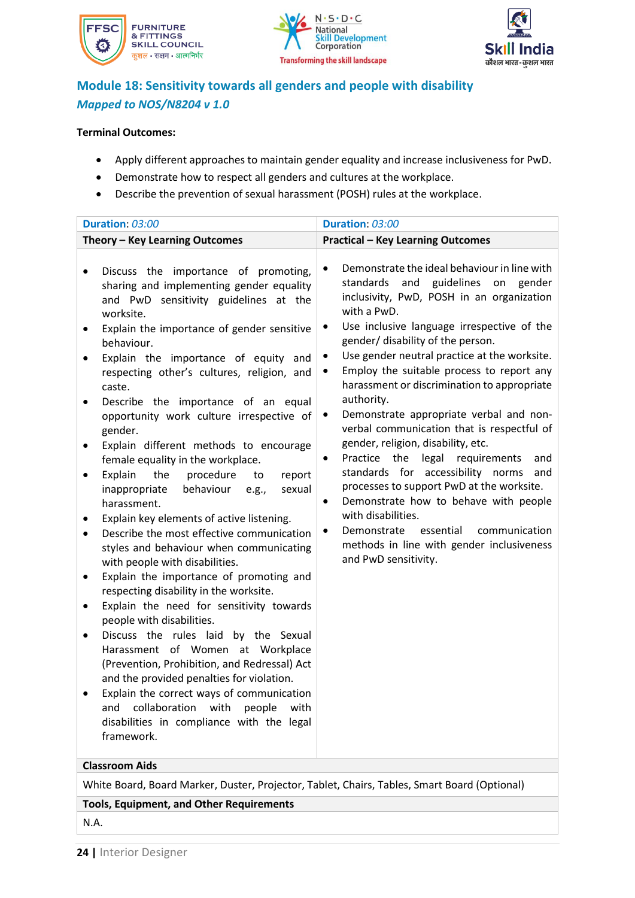## Module 18: Sensitivity towards all genders and people with disability

*Mapped to NOS/N8204 v 1.0*

**Terminal Outcomes:**

- Apply different approaches to maintain gender equality and increase inclusiveness for PwD.
- Demonstrate how to respect all genders and cultures at the workplace.
- Describe the prevention of sexual harassment (POSH) rules at the workplace.

| **Duration**: *03:00* | **Duration**: *03:00* |
|---|---|
| **Theory – Key Learning Outcomes** | **Practical – Key Learning Outcomes** |
| • Discuss the importance of promoting, sharing and implementing gender equality and PwD sensitivity guidelines at the worksite.<br>• Explain the importance of gender sensitive behaviour.<br>• Explain the importance of equity and respecting other's cultures, religion, and caste.<br>• Describe the importance of an equal opportunity work culture irrespective of gender.<br>• Explain different methods to encourage female equality in the workplace.<br>• Explain the procedure to report inappropriate behaviour e.g., sexual harassment.<br>• Explain key elements of active listening.<br>• Describe the most effective communication styles and behaviour when communicating with people with disabilities.<br>• Explain the importance of promoting and respecting disability in the worksite.<br>• Explain the need for sensitivity towards people with disabilities.<br>• Discuss the rules laid by the Sexual Harassment of Women at Workplace (Prevention, Prohibition, and Redressal) Act and the provided penalties for violation.<br>• Explain the correct ways of communication and collaboration with people with disabilities in compliance with the legal framework. | • Demonstrate the ideal behaviour in line with standards and guidelines on gender inclusivity, PwD, POSH in an organization with a PwD.<br>• Use inclusive language irrespective of the gender/ disability of the person.<br>• Use gender neutral practice at the worksite.<br>• Employ the suitable process to report any harassment or discrimination to appropriate authority.<br>• Demonstrate appropriate verbal and non-verbal communication that is respectful of gender, religion, disability, etc.<br>• Practice the legal requirements and standards for accessibility norms and processes to support PwD at the worksite.<br>• Demonstrate how to behave with people with disabilities.<br>• Demonstrate essential communication methods in line with gender inclusiveness and PwD sensitivity. |
| **Classroom Aids** | |
| White Board, Board Marker, Duster, Projector, Tablet, Chairs, Tables, Smart Board (Optional) | |
| **Tools, Equipment, and Other Requirements** | |
| N.A. | |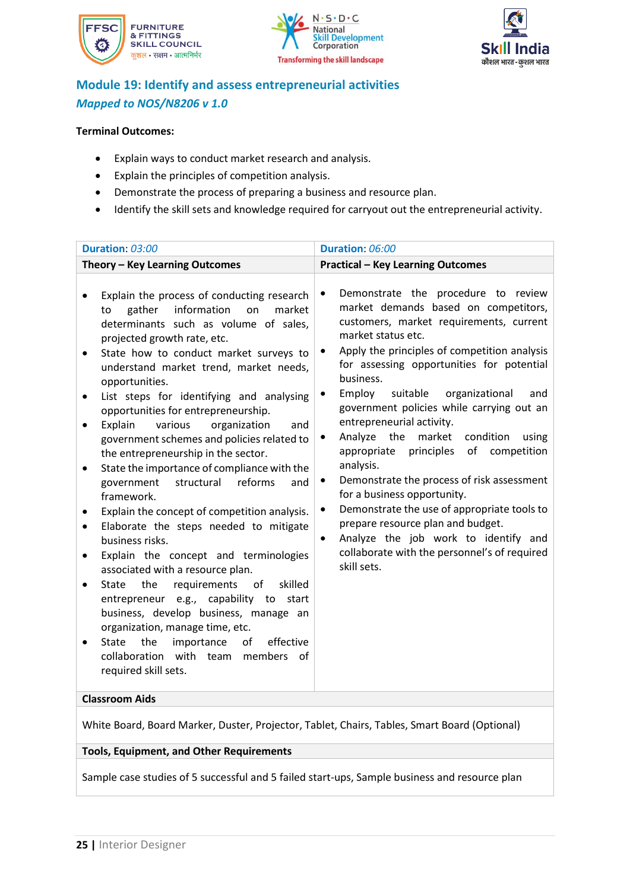## Module 19: Identify and assess entrepreneurial activities

### *Mapped to NOS/N8206 v 1.0*

**Terminal Outcomes:**

- Explain ways to conduct market research and analysis.
- Explain the principles of competition analysis.
- Demonstrate the process of preparing a business and resource plan.
- Identify the skill sets and knowledge required for carryout out the entrepreneurial activity.

| **Duration**: *03:00* | **Duration**: *06:00* |
|---|---|
| **Theory – Key Learning Outcomes** | **Practical – Key Learning Outcomes** |
| • Explain the process of conducting research to gather information on market determinants such as volume of sales, projected growth rate, etc.<br>• State how to conduct market surveys to understand market trend, market needs, opportunities.<br>• List steps for identifying and analysing opportunities for entrepreneurship.<br>• Explain various organization and government schemes and policies related to the entrepreneurship in the sector.<br>• State the importance of compliance with the government structural reforms and framework.<br>• Explain the concept of competition analysis.<br>• Elaborate the steps needed to mitigate business risks.<br>• Explain the concept and terminologies associated with a resource plan.<br>• State the requirements of skilled entrepreneur e.g., capability to start business, develop business, manage an organization, manage time, etc.<br>• State the importance of effective collaboration with team members of required skill sets. | • Demonstrate the procedure to review market demands based on competitors, customers, market requirements, current market status etc.<br>• Apply the principles of competition analysis for assessing opportunities for potential business.<br>• Employ suitable organizational and government policies while carrying out an entrepreneurial activity.<br>• Analyze the market condition using appropriate principles of competition analysis.<br>• Demonstrate the process of risk assessment for a business opportunity.<br>• Demonstrate the use of appropriate tools to prepare resource plan and budget.<br>• Analyze the job work to identify and collaborate with the personnel's of required skill sets. |
| **Classroom Aids** | |
| White Board, Board Marker, Duster, Projector, Tablet, Chairs, Tables, Smart Board (Optional) | |
| **Tools, Equipment, and Other Requirements** | |
| Sample case studies of 5 successful and 5 failed start-ups, Sample business and resource plan | |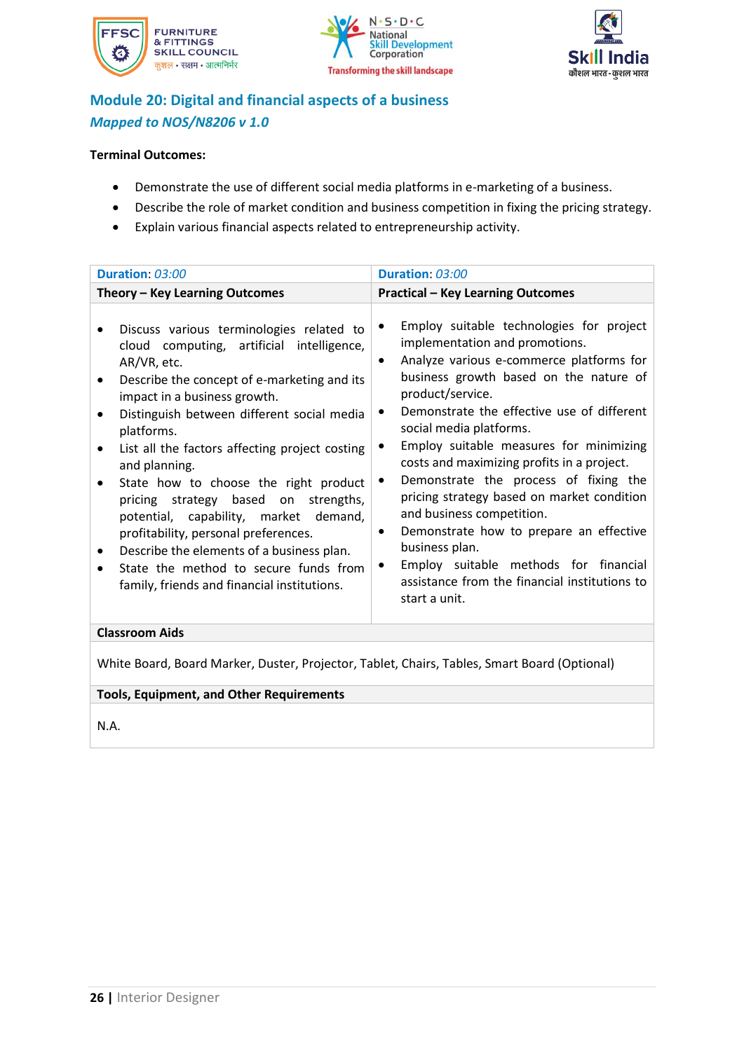## Module 20: Digital and financial aspects of a business

*Mapped to NOS/N8206 v 1.0*

**Terminal Outcomes:**

- Demonstrate the use of different social media platforms in e-marketing of a business.
- Describe the role of market condition and business competition in fixing the pricing strategy.
- Explain various financial aspects related to entrepreneurship activity.

| **Duration**: *03:00* | **Duration**: *03:00* |
|---|---|
| **Theory – Key Learning Outcomes** | **Practical – Key Learning Outcomes** |
| • Discuss various terminologies related to cloud computing, artificial intelligence, AR/VR, etc.<br>• Describe the concept of e-marketing and its impact in a business growth.<br>• Distinguish between different social media platforms.<br>• List all the factors affecting project costing and planning.<br>• State how to choose the right product pricing strategy based on strengths, potential, capability, market demand, profitability, personal preferences.<br>• Describe the elements of a business plan.<br>• State the method to secure funds from family, friends and financial institutions. | • Employ suitable technologies for project implementation and promotions.<br>• Analyze various e-commerce platforms for business growth based on the nature of product/service.<br>• Demonstrate the effective use of different social media platforms.<br>• Employ suitable measures for minimizing costs and maximizing profits in a project.<br>• Demonstrate the process of fixing the pricing strategy based on market condition and business competition.<br>• Demonstrate how to prepare an effective business plan.<br>• Employ suitable methods for financial assistance from the financial institutions to start a unit. |
| **Classroom Aids** | |
| White Board, Board Marker, Duster, Projector, Tablet, Chairs, Tables, Smart Board (Optional) | |
| **Tools, Equipment, and Other Requirements** | |
| N.A. | |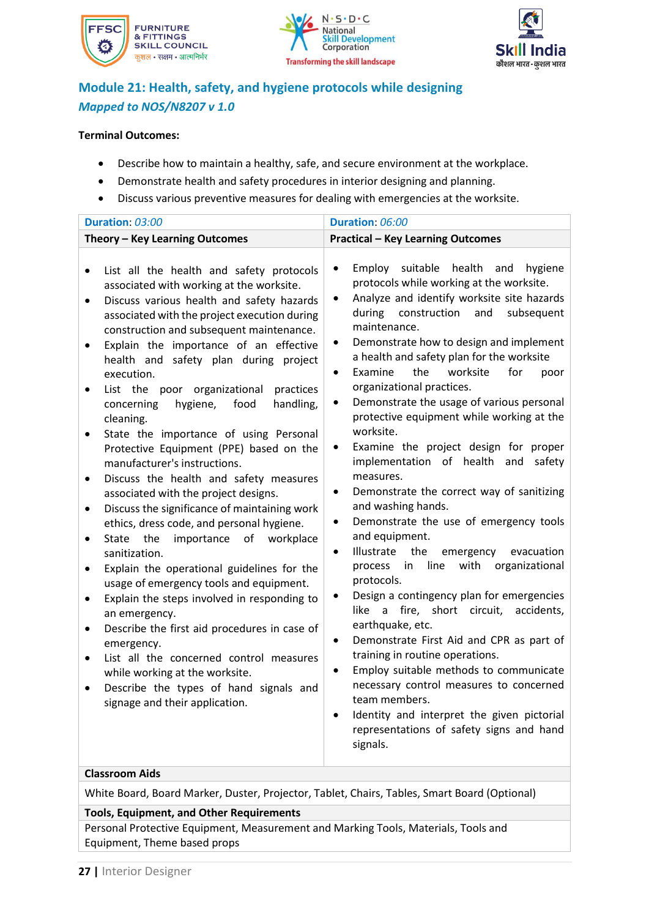## Module 21: Health, safety, and hygiene protocols while designing

*Mapped to NOS/N8207 v 1.0*

**Terminal Outcomes:**

- Describe how to maintain a healthy, safe, and secure environment at the workplace.
- Demonstrate health and safety procedures in interior designing and planning.
- Discuss various preventive measures for dealing with emergencies at the worksite.

| **Duration**: *03:00* | **Duration**: *06:00* |
|---|---|
| **Theory – Key Learning Outcomes** | **Practical – Key Learning Outcomes** |
| • List all the health and safety protocols associated with working at the worksite.<br>• Discuss various health and safety hazards associated with the project execution during construction and subsequent maintenance.<br>• Explain the importance of an effective health and safety plan during project execution.<br>• List the poor organizational practices concerning hygiene, food handling, cleaning.<br>• State the importance of using Personal Protective Equipment (PPE) based on the manufacturer's instructions.<br>• Discuss the health and safety measures associated with the project designs.<br>• Discuss the significance of maintaining work ethics, dress code, and personal hygiene.<br>• State the importance of workplace sanitization.<br>• Explain the operational guidelines for the usage of emergency tools and equipment.<br>• Explain the steps involved in responding to an emergency.<br>• Describe the first aid procedures in case of emergency.<br>• List all the concerned control measures while working at the worksite.<br>• Describe the types of hand signals and signage and their application. | • Employ suitable health and hygiene protocols while working at the worksite.<br>• Analyze and identify worksite site hazards during construction and subsequent maintenance.<br>• Demonstrate how to design and implement a health and safety plan for the worksite<br>• Examine the worksite for poor organizational practices.<br>• Demonstrate the usage of various personal protective equipment while working at the worksite.<br>• Examine the project design for proper implementation of health and safety measures.<br>• Demonstrate the correct way of sanitizing and washing hands.<br>• Demonstrate the use of emergency tools and equipment.<br>• Illustrate the emergency evacuation process in line with organizational protocols.<br>• Design a contingency plan for emergencies like a fire, short circuit, accidents, earthquake, etc.<br>• Demonstrate First Aid and CPR as part of training in routine operations.<br>• Employ suitable methods to communicate necessary control measures to concerned team members.<br>• Identity and interpret the given pictorial representations of safety signs and hand signals. |
| **Classroom Aids** | |
| White Board, Board Marker, Duster, Projector, Tablet, Chairs, Tables, Smart Board (Optional) | |
| **Tools, Equipment, and Other Requirements** | |
| Personal Protective Equipment, Measurement and Marking Tools, Materials, Tools and Equipment, Theme based props | |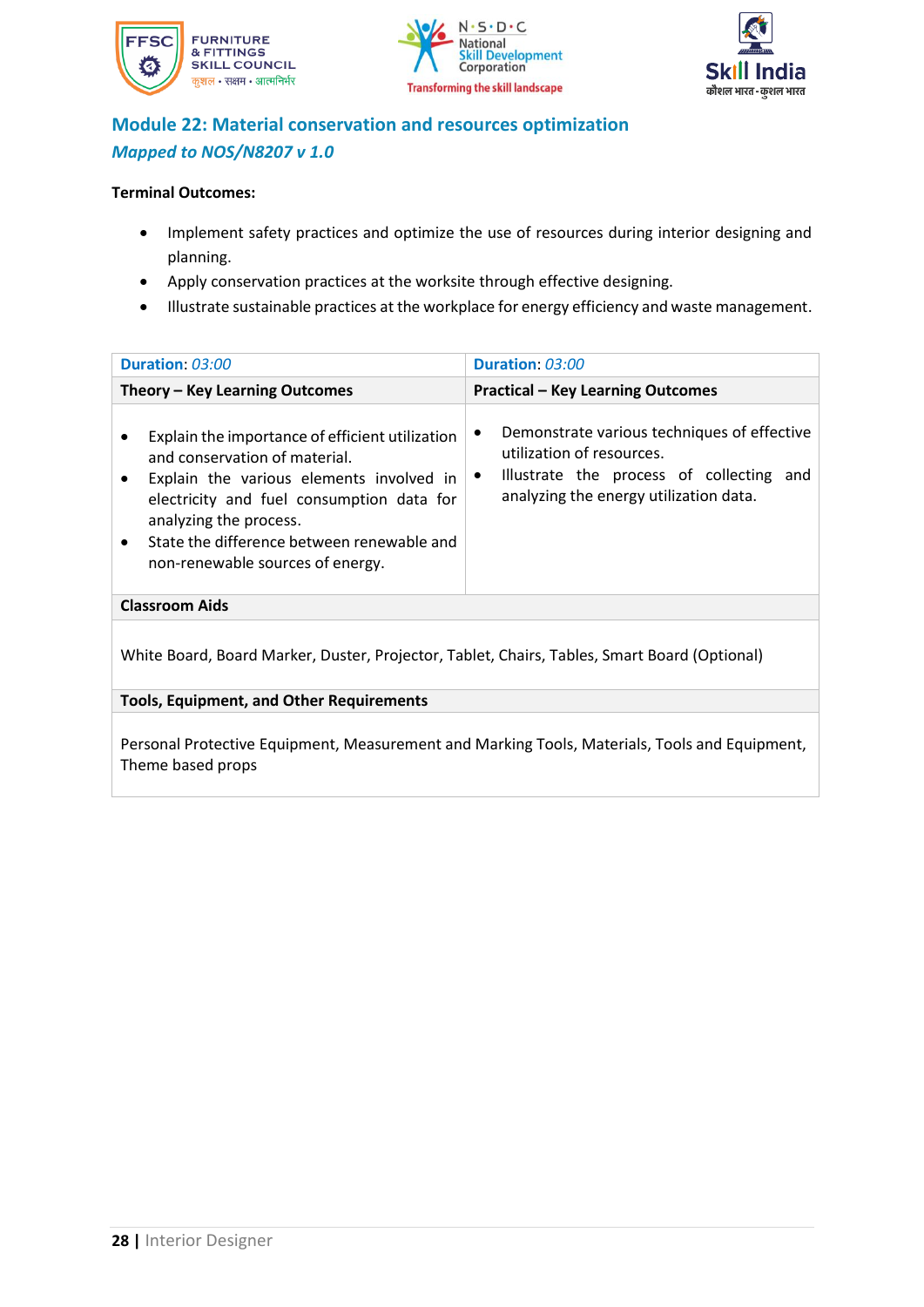## Module 22: Material conservation and resources optimization

***Mapped to NOS/N8207 v 1.0***

**Terminal Outcomes:**

- Implement safety practices and optimize the use of resources during interior designing and planning.
- Apply conservation practices at the worksite through effective designing.
- Illustrate sustainable practices at the workplace for energy efficiency and waste management.

| **Duration**: *03:00* | **Duration**: *03:00* |
|---|---|
| **Theory – Key Learning Outcomes** | **Practical – Key Learning Outcomes** |
| • Explain the importance of efficient utilization and conservation of material.<br>• Explain the various elements involved in electricity and fuel consumption data for analyzing the process.<br>• State the difference between renewable and non-renewable sources of energy. | • Demonstrate various techniques of effective utilization of resources.<br>• Illustrate the process of collecting and analyzing the energy utilization data. |
| **Classroom Aids** | |
| White Board, Board Marker, Duster, Projector, Tablet, Chairs, Tables, Smart Board (Optional) | |
| **Tools, Equipment, and Other Requirements** | |
| Personal Protective Equipment, Measurement and Marking Tools, Materials, Tools and Equipment, Theme based props | |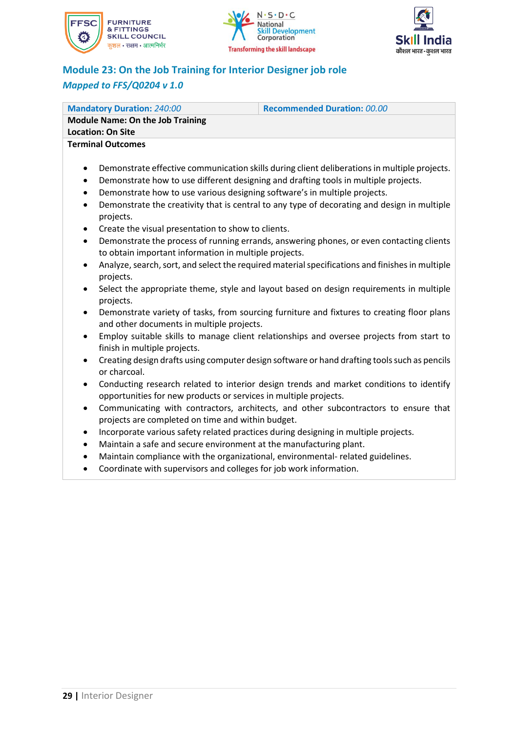## Module 23: On the Job Training for Interior Designer job role

*Mapped to FFS/Q0204 v 1.0*

| **Mandatory Duration:** *240:00* | **Recommended Duration:** *00.00* |
| --- | --- |
| **Module Name: On the Job Training**<br>**Location: On Site** | |
| **Terminal Outcomes**<br>• Demonstrate effective communication skills during client deliberations in multiple projects.<br>• Demonstrate how to use different designing and drafting tools in multiple projects.<br>• Demonstrate how to use various designing software's in multiple projects.<br>• Demonstrate the creativity that is central to any type of decorating and design in multiple projects.<br>• Create the visual presentation to show to clients.<br>• Demonstrate the process of running errands, answering phones, or even contacting clients to obtain important information in multiple projects.<br>• Analyze, search, sort, and select the required material specifications and finishes in multiple projects.<br>• Select the appropriate theme, style and layout based on design requirements in multiple projects.<br>• Demonstrate variety of tasks, from sourcing furniture and fixtures to creating floor plans and other documents in multiple projects.<br>• Employ suitable skills to manage client relationships and oversee projects from start to finish in multiple projects.<br>• Creating design drafts using computer design software or hand drafting tools such as pencils or charcoal.<br>• Conducting research related to interior design trends and market conditions to identify opportunities for new products or services in multiple projects.<br>• Communicating with contractors, architects, and other subcontractors to ensure that projects are completed on time and within budget.<br>• Incorporate various safety related practices during designing in multiple projects.<br>• Maintain a safe and secure environment at the manufacturing plant.<br>• Maintain compliance with the organizational, environmental- related guidelines.<br>• Coordinate with supervisors and colleges for job work information. | |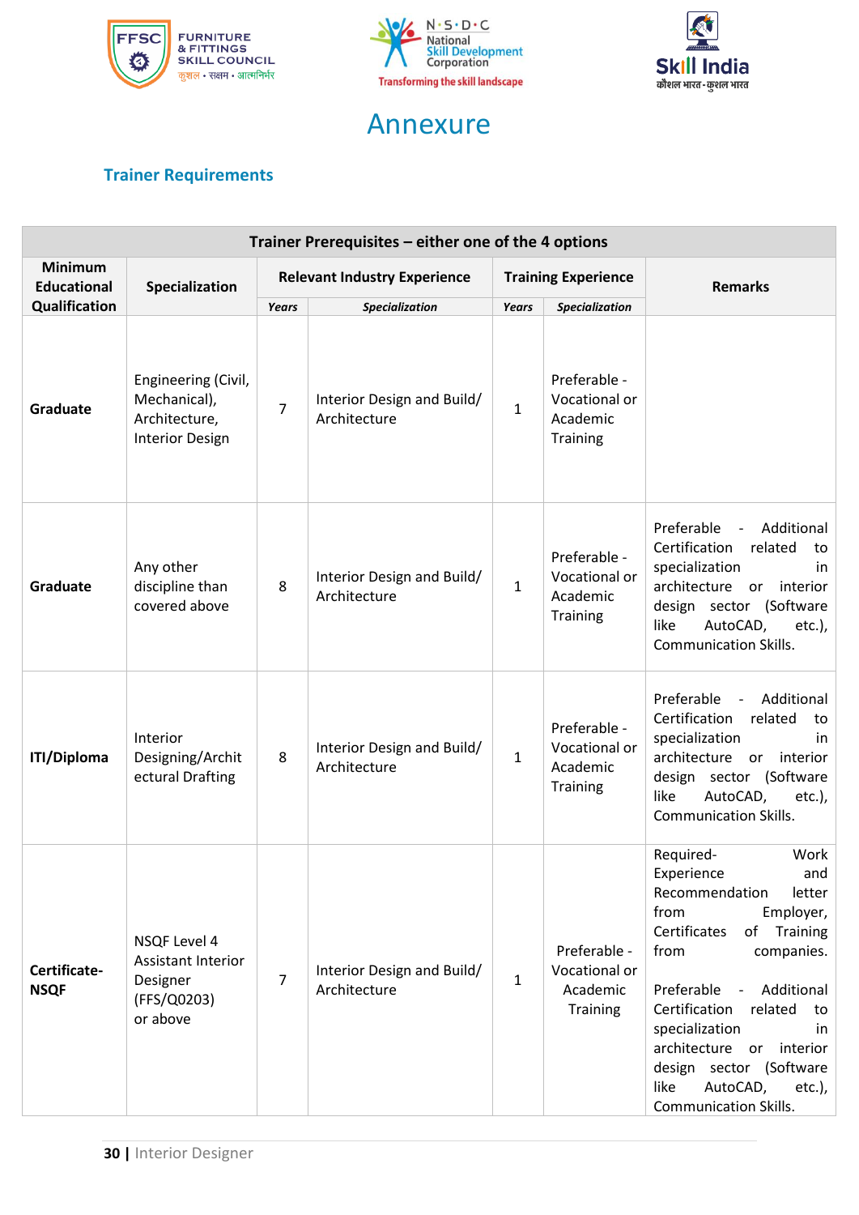# Annexure

## Trainer Requirements

| Trainer Prerequisites – either one of the 4 options | | | | | | |
|---|---|---|---|---|---|---|
| **Minimum Educational Qualification** | **Specialization** | **Relevant Industry Experience** | | **Training Experience** | | **Remarks** |
| | | *Years* | *Specialization* | *Years* | *Specialization* | |
| **Graduate** | Engineering (Civil, Mechanical), Architecture, Interior Design | 7 | Interior Design and Build/ Architecture | 1 | Preferable - Vocational or Academic Training | |
| **Graduate** | Any other discipline than covered above | 8 | Interior Design and Build/ Architecture | 1 | Preferable - Vocational or Academic Training | Preferable - Additional Certification related to specialization in architecture or interior design sector (Software like AutoCAD, etc.), Communication Skills. |
| **ITI/Diploma** | Interior Designing/Architectural Drafting | 8 | Interior Design and Build/ Architecture | 1 | Preferable - Vocational or Academic Training | Preferable - Additional Certification related to specialization in architecture or interior design sector (Software like AutoCAD, etc.), Communication Skills. |
| **Certificate-NSQF** | NSQF Level 4 Assistant Interior Designer (FFS/Q0203) or above | 7 | Interior Design and Build/ Architecture | 1 | Preferable - Vocational or Academic Training | Required- Work Experience and Recommendation letter from Employer, Certificates of Training from companies.<br><br>Preferable - Additional Certification related to specialization in architecture or interior design sector (Software like AutoCAD, etc.), Communication Skills. |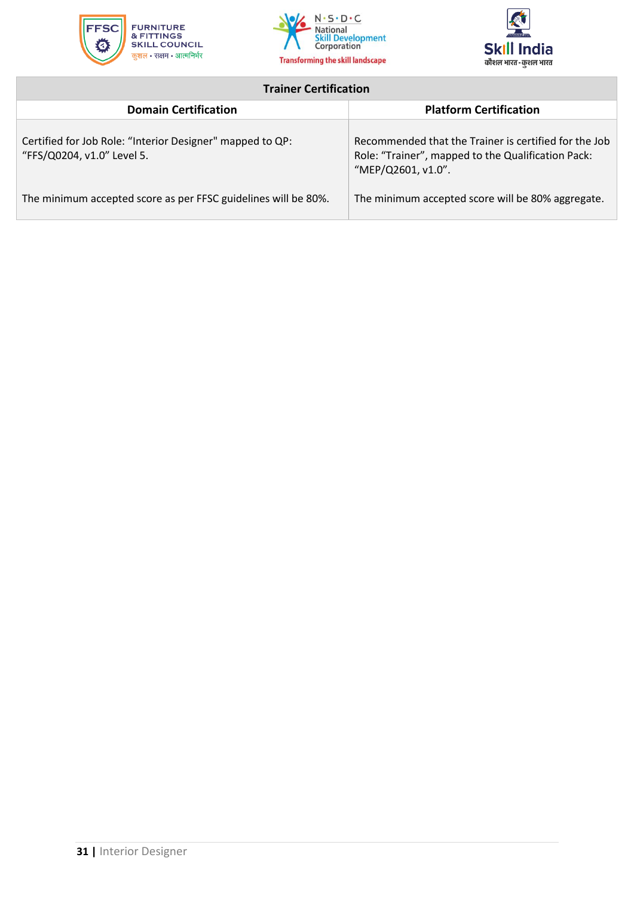| Trainer Certification | |
|---|---|
| **Domain Certification** | **Platform Certification** |
| Certified for Job Role: “Interior Designer" mapped to QP: “FFS/Q0204, v1.0” Level 5.<br><br>The minimum accepted score as per FFSC guidelines will be 80%. | Recommended that the Trainer is certified for the Job Role: “Trainer”, mapped to the Qualification Pack: “MEP/Q2601, v1.0”.<br><br>The minimum accepted score will be 80% aggregate. |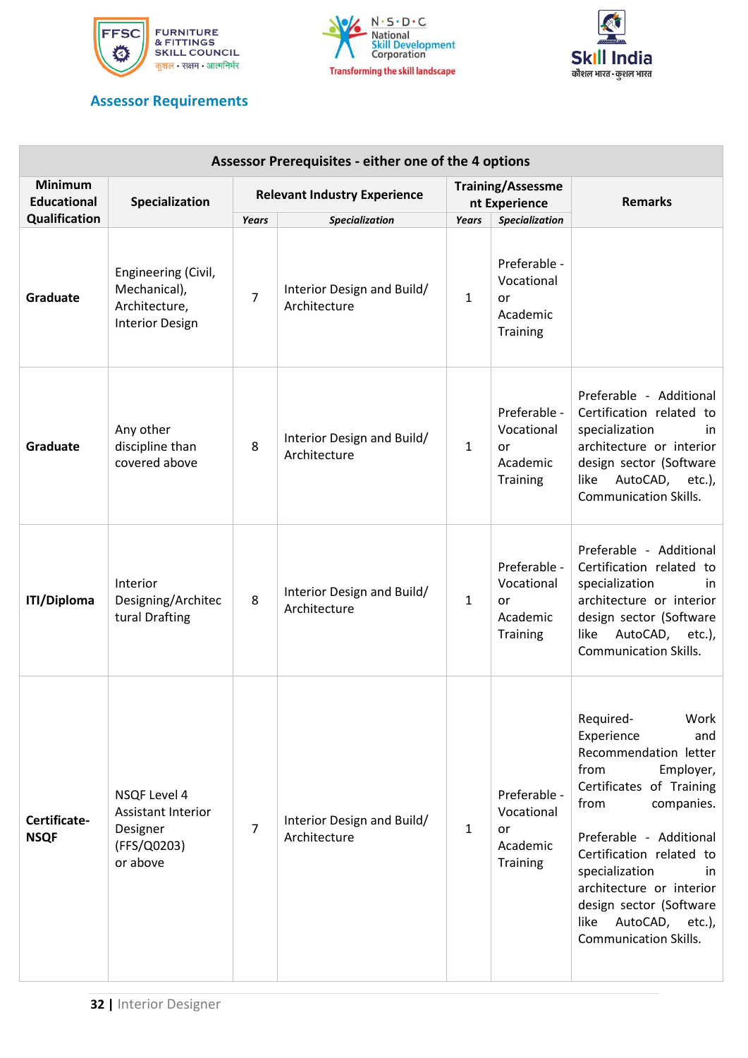## Assessor Requirements

| Assessor Prerequisites - either one of the 4 options | | | | | | |
|---|---|---|---|---|---|---|
| Minimum Educational Qualification | Specialization | Relevant Industry Experience | | Training/Assessment Experience | | Remarks |
| | | *Years* | *Specialization* | *Years* | *Specialization* | |
| **Graduate** | Engineering (Civil, Mechanical), Architecture, Interior Design | 7 | Interior Design and Build/ Architecture | 1 | Preferable - Vocational or Academic Training | |
| **Graduate** | Any other discipline than covered above | 8 | Interior Design and Build/ Architecture | 1 | Preferable - Vocational or Academic Training | Preferable - Additional Certification related to specialization in architecture or interior design sector (Software like AutoCAD, etc.), Communication Skills. |
| **ITI/Diploma** | Interior Designing/Architectural Drafting | 8 | Interior Design and Build/ Architecture | 1 | Preferable - Vocational or Academic Training | Preferable - Additional Certification related to specialization in architecture or interior design sector (Software like AutoCAD, etc.), Communication Skills. |
| **Certificate-NSQF** | NSQF Level 4 Assistant Interior Designer (FFS/Q0203) or above | 7 | Interior Design and Build/ Architecture | 1 | Preferable - Vocational or Academic Training | Required- Work Experience and Recommendation letter from Employer, Certificates of Training from companies. Preferable - Additional Certification related to specialization in architecture or interior design sector (Software like AutoCAD, etc.), Communication Skills. |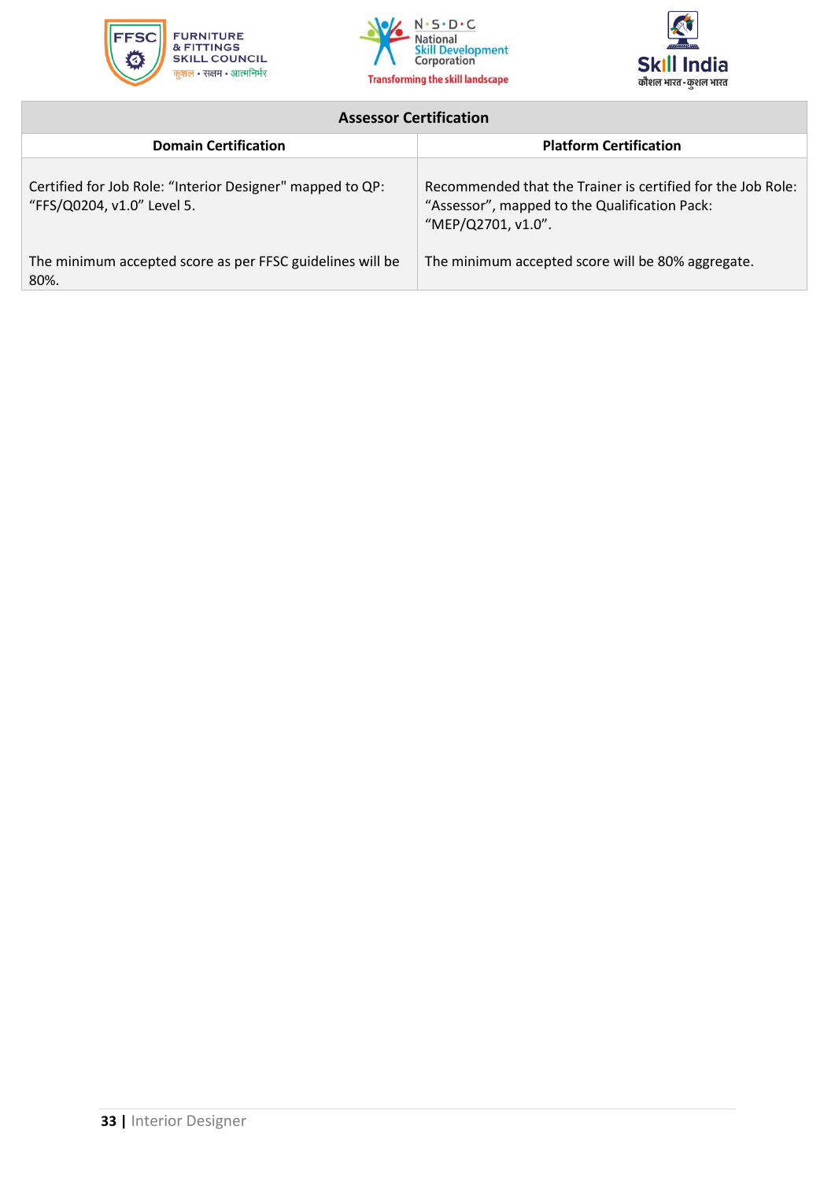| Assessor Certification | |
|---|---|
| **Domain Certification** | **Platform Certification** |
| Certified for Job Role: "Interior Designer" mapped to QP: "FFS/Q0204, v1.0" Level 5. | Recommended that the Trainer is certified for the Job Role: "Assessor", mapped to the Qualification Pack: "MEP/Q2701, v1.0". |
| The minimum accepted score as per FFSC guidelines will be 80%. | The minimum accepted score will be 80% aggregate. |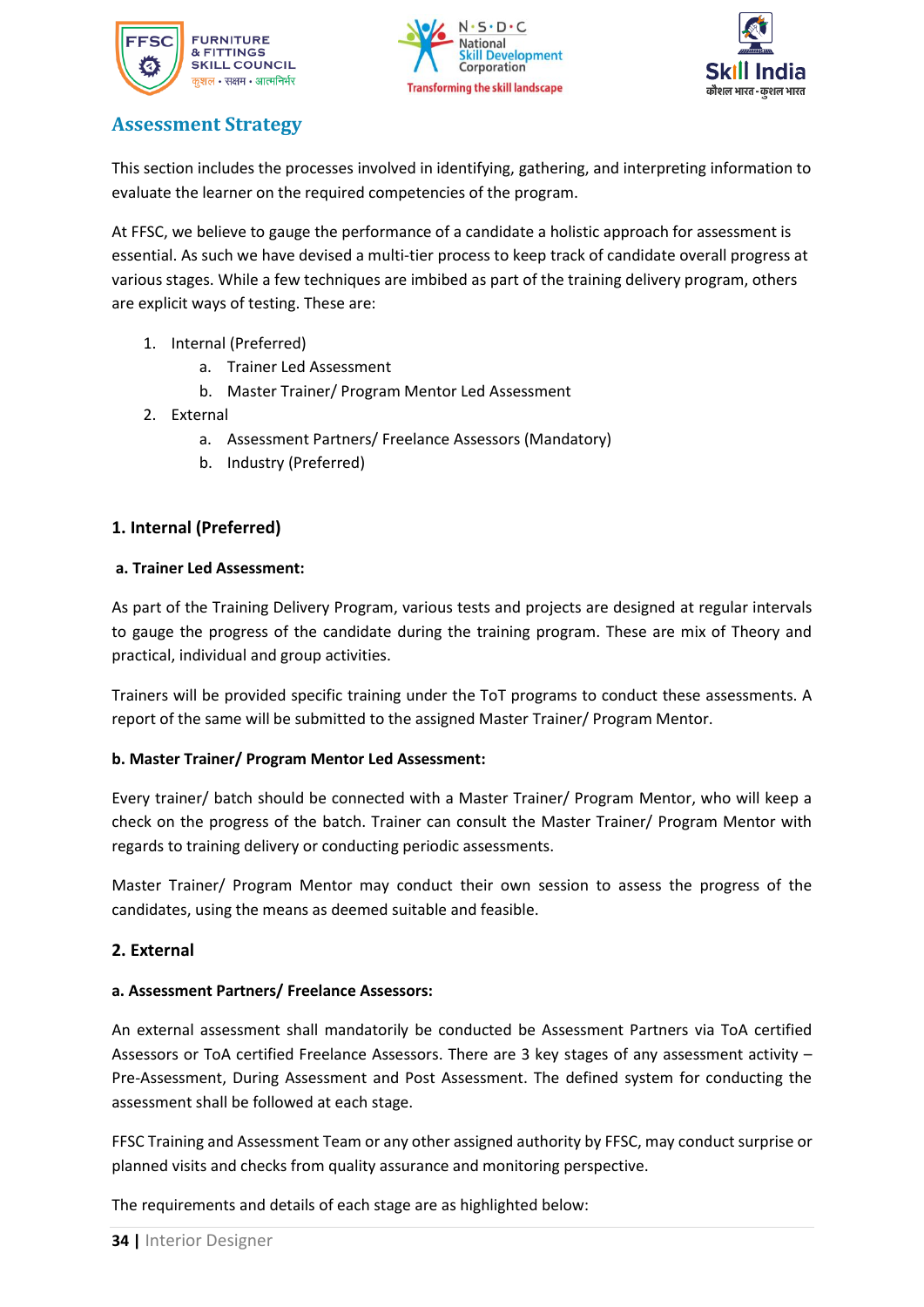## Assessment Strategy

This section includes the processes involved in identifying, gathering, and interpreting information to evaluate the learner on the required competencies of the program.

At FFSC, we believe to gauge the performance of a candidate a holistic approach for assessment is essential. As such we have devised a multi-tier process to keep track of candidate overall progress at various stages. While a few techniques are imbibed as part of the training delivery program, others are explicit ways of testing. These are:

1. Internal (Preferred)
    a. Trainer Led Assessment
    b. Master Trainer/ Program Mentor Led Assessment
2. External
    a. Assessment Partners/ Freelance Assessors (Mandatory)
    b. Industry (Preferred)

### 1. Internal (Preferred)

#### a. Trainer Led Assessment:

As part of the Training Delivery Program, various tests and projects are designed at regular intervals to gauge the progress of the candidate during the training program. These are mix of Theory and practical, individual and group activities.

Trainers will be provided specific training under the ToT programs to conduct these assessments. A report of the same will be submitted to the assigned Master Trainer/ Program Mentor.

#### b. Master Trainer/ Program Mentor Led Assessment:

Every trainer/ batch should be connected with a Master Trainer/ Program Mentor, who will keep a check on the progress of the batch. Trainer can consult the Master Trainer/ Program Mentor with regards to training delivery or conducting periodic assessments.

Master Trainer/ Program Mentor may conduct their own session to assess the progress of the candidates, using the means as deemed suitable and feasible.

### 2. External

#### a. Assessment Partners/ Freelance Assessors:

An external assessment shall mandatorily be conducted be Assessment Partners via ToA certified Assessors or ToA certified Freelance Assessors. There are 3 key stages of any assessment activity – Pre-Assessment, During Assessment and Post Assessment. The defined system for conducting the assessment shall be followed at each stage.

FFSC Training and Assessment Team or any other assigned authority by FFSC, may conduct surprise or planned visits and checks from quality assurance and monitoring perspective.

The requirements and details of each stage are as highlighted below: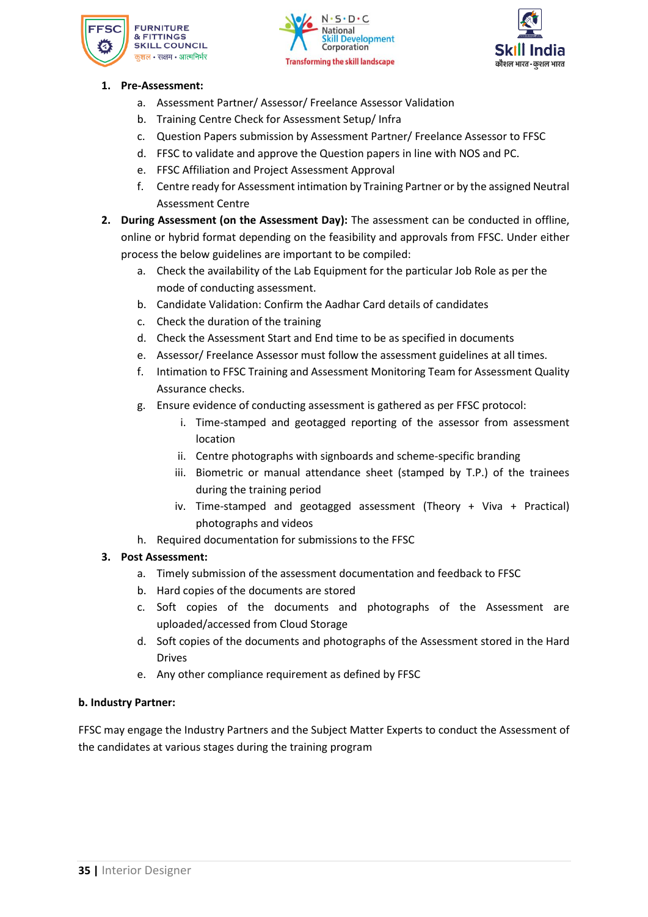1. **Pre-Assessment:**
    a. Assessment Partner/ Assessor/ Freelance Assessor Validation
    b. Training Centre Check for Assessment Setup/ Infra
    c. Question Papers submission by Assessment Partner/ Freelance Assessor to FFSC
    d. FFSC to validate and approve the Question papers in line with NOS and PC.
    e. FFSC Affiliation and Project Assessment Approval
    f. Centre ready for Assessment intimation by Training Partner or by the assigned Neutral Assessment Centre
2. **During Assessment (on the Assessment Day):** The assessment can be conducted in offline, online or hybrid format depending on the feasibility and approvals from FFSC. Under either process the below guidelines are important to be compiled:
    a. Check the availability of the Lab Equipment for the particular Job Role as per the mode of conducting assessment.
    b. Candidate Validation: Confirm the Aadhar Card details of candidates
    c. Check the duration of the training
    d. Check the Assessment Start and End time to be as specified in documents
    e. Assessor/ Freelance Assessor must follow the assessment guidelines at all times.
    f. Intimation to FFSC Training and Assessment Monitoring Team for Assessment Quality Assurance checks.
    g. Ensure evidence of conducting assessment is gathered as per FFSC protocol:
        i. Time-stamped and geotagged reporting of the assessor from assessment location
        ii. Centre photographs with signboards and scheme-specific branding
        iii. Biometric or manual attendance sheet (stamped by T.P.) of the trainees during the training period
        iv. Time-stamped and geotagged assessment (Theory + Viva + Practical) photographs and videos
    h. Required documentation for submissions to the FFSC
3. **Post Assessment:**
    a. Timely submission of the assessment documentation and feedback to FFSC
    b. Hard copies of the documents are stored
    c. Soft copies of the documents and photographs of the Assessment are uploaded/accessed from Cloud Storage
    d. Soft copies of the documents and photographs of the Assessment stored in the Hard Drives
    e. Any other compliance requirement as defined by FFSC

**b. Industry Partner:**

FFSC may engage the Industry Partners and the Subject Matter Experts to conduct the Assessment of the candidates at various stages during the training program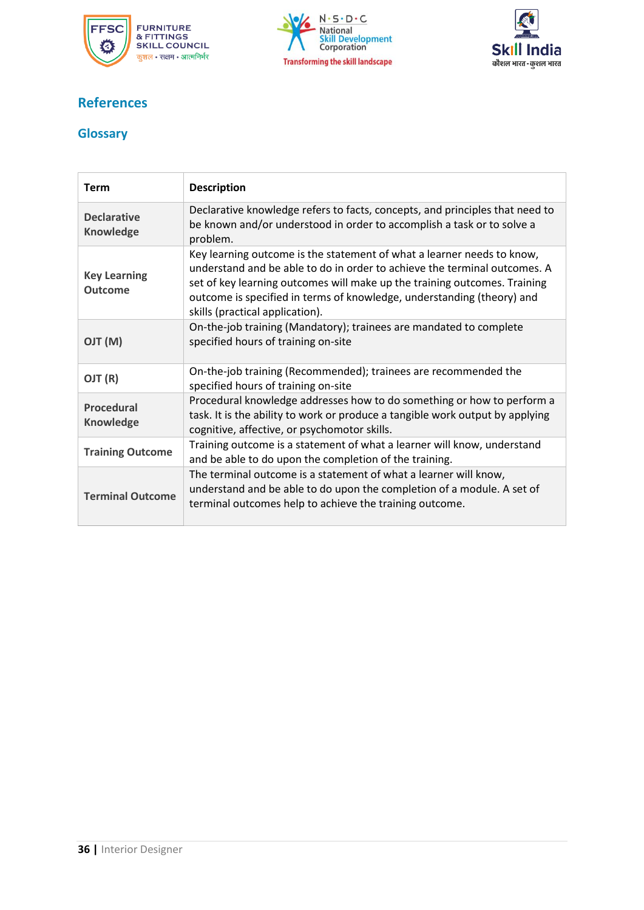## References

### Glossary

| Term | Description |
|---|---|
| **Declarative Knowledge** | Declarative knowledge refers to facts, concepts, and principles that need to be known and/or understood in order to accomplish a task or to solve a problem. |
| **Key Learning Outcome** | Key learning outcome is the statement of what a learner needs to know, understand and be able to do in order to achieve the terminal outcomes. A set of key learning outcomes will make up the training outcomes. Training outcome is specified in terms of knowledge, understanding (theory) and skills (practical application). |
| **OJT (M)** | On-the-job training (Mandatory); trainees are mandated to complete specified hours of training on-site |
| **OJT (R)** | On-the-job training (Recommended); trainees are recommended the specified hours of training on-site |
| **Procedural Knowledge** | Procedural knowledge addresses how to do something or how to perform a task. It is the ability to work or produce a tangible work output by applying cognitive, affective, or psychomotor skills. |
| **Training Outcome** | Training outcome is a statement of what a learner will know, understand and be able to do upon the completion of the training. |
| **Terminal Outcome** | The terminal outcome is a statement of what a learner will know, understand and be able to do upon the completion of a module. A set of terminal outcomes help to achieve the training outcome. |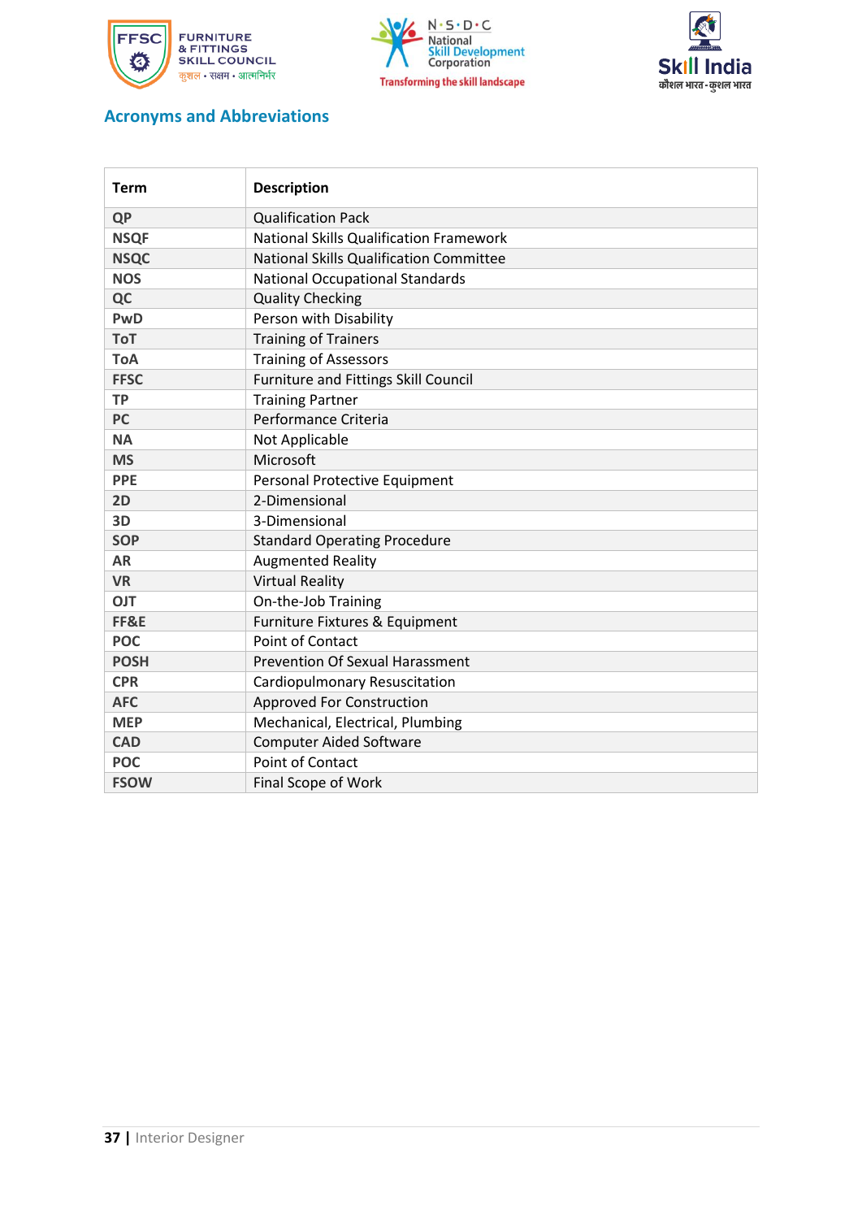## Acronyms and Abbreviations

| Term | Description |
|---|---|
| **QP** | Qualification Pack |
| **NSQF** | National Skills Qualification Framework |
| **NSQC** | National Skills Qualification Committee |
| **NOS** | National Occupational Standards |
| **QC** | Quality Checking |
| **PwD** | Person with Disability |
| **ToT** | Training of Trainers |
| **ToA** | Training of Assessors |
| **FFSC** | Furniture and Fittings Skill Council |
| **TP** | Training Partner |
| **PC** | Performance Criteria |
| **NA** | Not Applicable |
| **MS** | Microsoft |
| **PPE** | Personal Protective Equipment |
| **2D** | 2-Dimensional |
| **3D** | 3-Dimensional |
| **SOP** | Standard Operating Procedure |
| **AR** | Augmented Reality |
| **VR** | Virtual Reality |
| **OJT** | On-the-Job Training |
| **FF&E** | Furniture Fixtures & Equipment |
| **POC** | Point of Contact |
| **POSH** | Prevention Of Sexual Harassment |
| **CPR** | Cardiopulmonary Resuscitation |
| **AFC** | Approved For Construction |
| **MEP** | Mechanical, Electrical, Plumbing |
| **CAD** | Computer Aided Software |
| **POC** | Point of Contact |
| **FSOW** | Final Scope of Work |